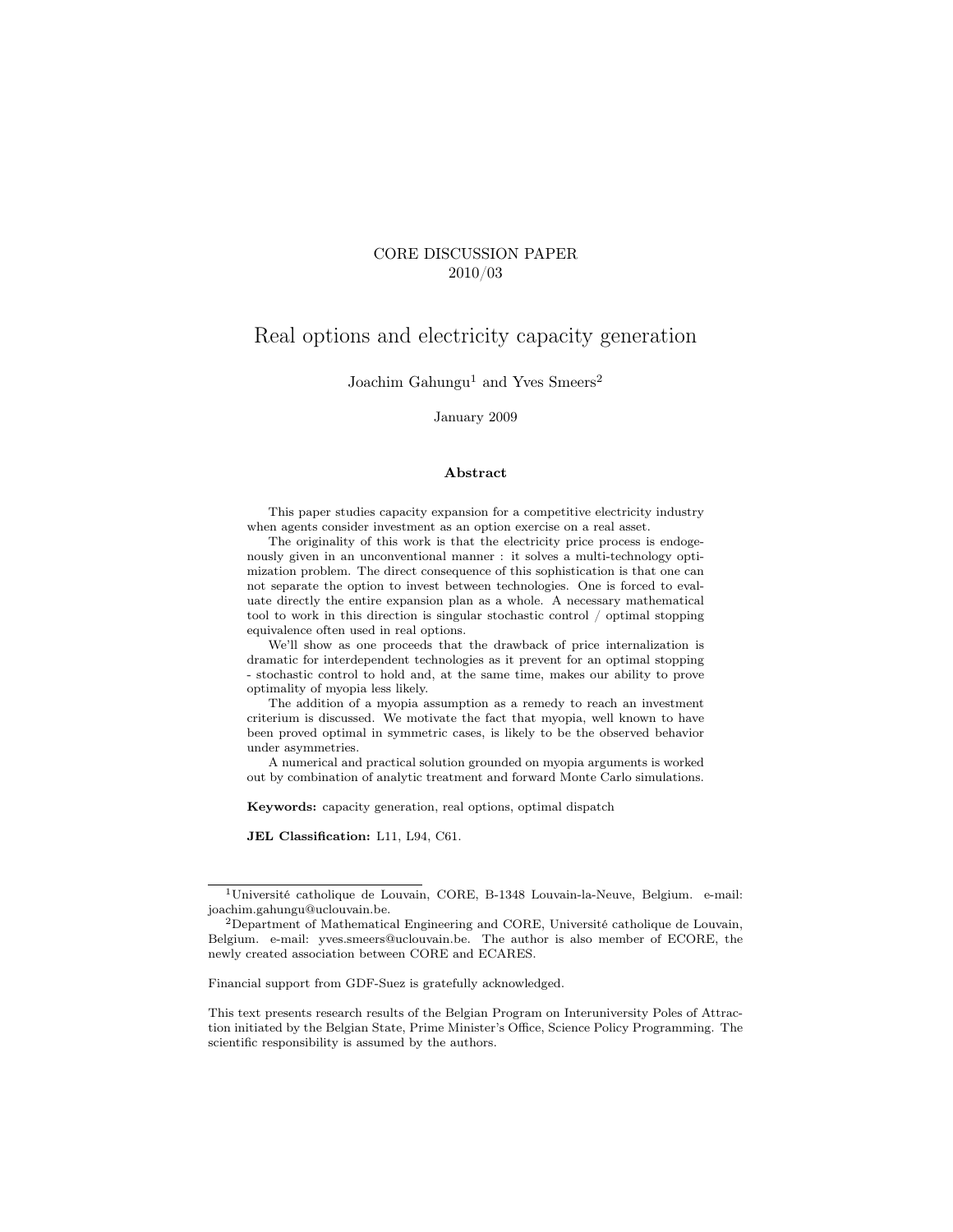CORE DISCUSSION PAPER
2010/03

# Real options and electricity capacity generation

Joachim Gahungu[1] and Yves Smeers[2]

January 2009

### Abstract

This paper studies capacity expansion for a competitive electricity industry when agents consider investment as an option exercise on a real asset.

The originality of this work is that the electricity price process is endogenously given in an unconventional manner : it solves a multi-technology optimization problem. The direct consequence of this sophistication is that one can not separate the option to invest between technologies. One is forced to evaluate directly the entire expansion plan as a whole. A necessary mathematical tool to work in this direction is singular stochastic control / optimal stopping equivalence often used in real options.

We'll show as one proceeds that the drawback of price internalization is dramatic for interdependent technologies as it prevent for an optimal stopping - stochastic control to hold and, at the same time, makes our ability to prove optimality of myopia less likely.

The addition of a myopia assumption as a remedy to reach an investment criterium is discussed. We motivate the fact that myopia, well known to have been proved optimal in symmetric cases, is likely to be the observed behavior under asymmetries.

A numerical and practical solution grounded on myopia arguments is worked out by combination of analytic treatment and forward Monte Carlo simulations.

**Keywords:** capacity generation, real options, optimal dispatch

**JEL Classification:** L11, L94, C61.

---

[1] Université catholique de Louvain, CORE, B-1348 Louvain-la-Neuve, Belgium. e-mail: joachim.gahungu@uclouvain.be.

[2] Department of Mathematical Engineering and CORE, Université catholique de Louvain, Belgium. e-mail: yves.smeers@uclouvain.be. The author is also member of ECORE, the newly created association between CORE and ECARES.

Financial support from GDF-Suez is gratefully acknowledged.

This text presents research results of the Belgian Program on Interuniversity Poles of Attraction initiated by the Belgian State, Prime Minister's Office, Science Policy Programming. The scientific responsibility is assumed by the authors.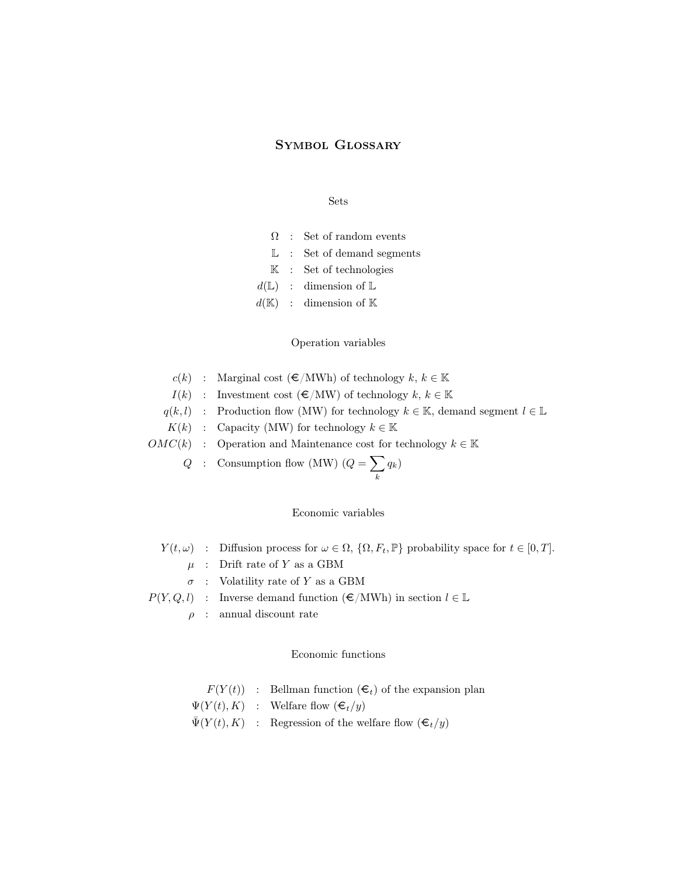# Symbol Glossary

## Sets

$\Omega$ : Set of random events

$\mathbb{L}$ : Set of demand segments

$\mathbb{K}$ : Set of technologies

$d(\mathbb{L})$ : dimension of $\mathbb{L}$

$d(\mathbb{K})$ : dimension of $\mathbb{K}$

## Operation variables

$c(k)$ : Marginal cost (€/MWh) of technology $k$, $k \in \mathbb{K}$

$I(k)$ : Investment cost (€/MW) of technology $k$, $k \in \mathbb{K}$

$q(k,l)$ : Production flow (MW) for technology $k \in \mathbb{K}$, demand segment $l \in \mathbb{L}$

$K(k)$ : Capacity (MW) for technology $k \in \mathbb{K}$

$OMC(k)$ : Operation and Maintenance cost for technology $k \in \mathbb{K}$

$Q$ : Consumption flow (MW) ($Q = \sum_k q_k$)

## Economic variables

$Y(t,\omega)$ : Diffusion process for $\omega \in \Omega$, $\{\Omega, F_t, \mathbb{P}\}$ probability space for $t \in [0,T]$.

$\mu$ : Drift rate of $Y$ as a GBM

$\sigma$ : Volatility rate of $Y$ as a GBM

$P(Y,Q,l)$ : Inverse demand function (€/MWh) in section $l \in \mathbb{L}$

$\rho$ : annual discount rate

## Economic functions

$F(Y(t))$ : Bellman function (€$_t$) of the expansion plan

$\Psi(Y(t),K)$ : Welfare flow (€$_t/y$)

$\bar{\Psi}(Y(t),K)$ : Regression of the welfare flow (€$_t/y$)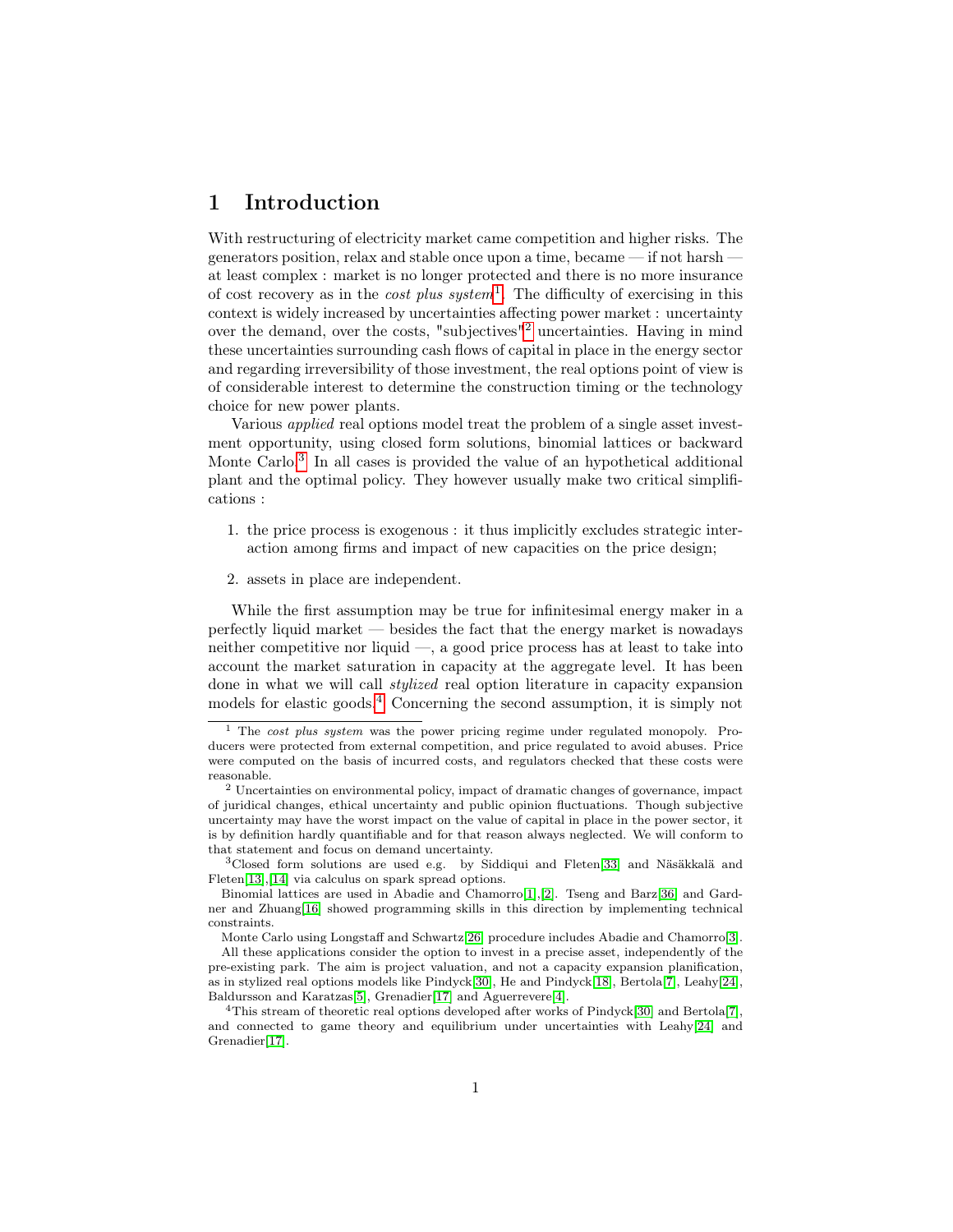# 1 Introduction

With restructuring of electricity market came competition and higher risks. The generators position, relax and stable once upon a time, became — if not harsh — at least complex : market is no longer protected and there is no more insurance of cost recovery as in the *cost plus system*[1]. The difficulty of exercising in this context is widely increased by uncertainties affecting power market : uncertainty over the demand, over the costs, "subjectives"[2] uncertainties. Having in mind these uncertainties surrounding cash flows of capital in place in the energy sector and regarding irreversibility of those investment, the real options point of view is of considerable interest to determine the construction timing or the technology choice for new power plants.

Various *applied* real options model treat the problem of a single asset investment opportunity, using closed form solutions, binomial lattices or backward Monte Carlo.[3] In all cases is provided the value of an hypothetical additional plant and the optimal policy. They however usually make two critical simplifications :

1. the price process is exogenous : it thus implicitly excludes strategic interaction among firms and impact of new capacities on the price design;
2. assets in place are independent.

While the first assumption may be true for infinitesimal energy maker in a perfectly liquid market — besides the fact that the energy market is nowadays neither competitive nor liquid —, a good price process has at least to take into account the market saturation in capacity at the aggregate level. It has been done in what we will call *stylized* real option literature in capacity expansion models for elastic goods.[4] Concerning the second assumption, it is simply not

---

[1] The *cost plus system* was the power pricing regime under regulated monopoly. Producers were protected from external competition, and price regulated to avoid abuses. Price were computed on the basis of incurred costs, and regulators checked that these costs were reasonable.

[2] Uncertainties on environmental policy, impact of dramatic changes of governance, impact of juridical changes, ethical uncertainty and public opinion fluctuations. Though subjective uncertainty may have the worst impact on the value of capital in place in the power sector, it is by definition hardly quantifiable and for that reason always neglected. We will conform to that statement and focus on demand uncertainty.

[3] Closed form solutions are used e.g. by Siddiqui and Fleten[33] and Näsäkkalä and Fleten[13],[14] via calculus on spark spread options.

Binomial lattices are used in Abadie and Chamorro[1],[2]. Tseng and Barz[36] and Gardner and Zhuang[16] showed programming skills in this direction by implementing technical constraints.

Monte Carlo using Longstaff and Schwartz[26] procedure includes Abadie and Chamorro[3].

All these applications consider the option to invest in a precise asset, independently of the pre-existing park. The aim is project valuation, and not a capacity expansion planification, as in stylized real options models like Pindyck[30], He and Pindyck[18], Bertola[7], Leahy[24], Baldursson and Karatzas[5], Grenadier[17] and Aguerrevere[4].

[4] This stream of theoretic real options developed after works of Pindyck[30] and Bertola[7], and connected to game theory and equilibrium under uncertainties with Leahy[24] and Grenadier[17].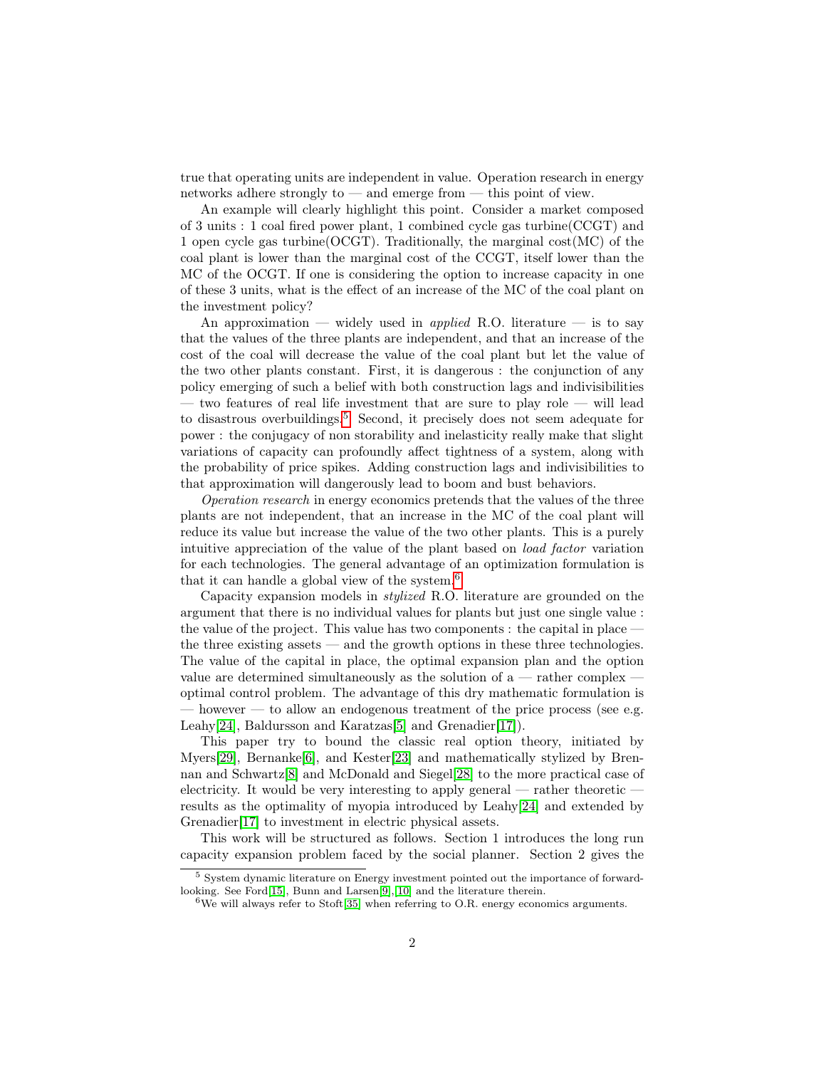true that operating units are independent in value. Operation research in energy networks adhere strongly to — and emerge from — this point of view.

An example will clearly highlight this point. Consider a market composed of 3 units : 1 coal fired power plant, 1 combined cycle gas turbine(CCGT) and 1 open cycle gas turbine(OCGT). Traditionally, the marginal cost(MC) of the coal plant is lower than the marginal cost of the CCGT, itself lower than the MC of the OCGT. If one is considering the option to increase capacity in one of these 3 units, what is the effect of an increase of the MC of the coal plant on the investment policy?

An approximation — widely used in *applied* R.O. literature — is to say that the values of the three plants are independent, and that an increase of the cost of the coal will decrease the value of the coal plant but let the value of the two other plants constant. First, it is dangerous : the conjunction of any policy emerging of such a belief with both construction lags and indivisibilities — two features of real life investment that are sure to play role — will lead to disastrous overbuildings.[5] Second, it precisely does not seem adequate for power : the conjugacy of non storability and inelasticity really make that slight variations of capacity can profoundly affect tightness of a system, along with the probability of price spikes. Adding construction lags and indivisibilities to that approximation will dangerously lead to boom and bust behaviors.

*Operation research* in energy economics pretends that the values of the three plants are not independent, that an increase in the MC of the coal plant will reduce its value but increase the value of the two other plants. This is a purely intuitive appreciation of the value of the plant based on *load factor* variation for each technologies. The general advantage of an optimization formulation is that it can handle a global view of the system.[6]

Capacity expansion models in *stylized* R.O. literature are grounded on the argument that there is no individual values for plants but just one single value : the value of the project. This value has two components : the capital in place — the three existing assets — and the growth options in these three technologies. The value of the capital in place, the optimal expansion plan and the option value are determined simultaneously as the solution of a — rather complex — optimal control problem. The advantage of this dry mathematic formulation is — however — to allow an endogenous treatment of the price process (see e.g. Leahy[24], Baldursson and Karatzas[5] and Grenadier[17]).

This paper try to bound the classic real option theory, initiated by Myers[29], Bernanke[6], and Kester[23] and mathematically stylized by Brennan and Schwartz[8] and McDonald and Siegel[28] to the more practical case of electricity. It would be very interesting to apply general — rather theoretic — results as the optimality of myopia introduced by Leahy[24] and extended by Grenadier[17] to investment in electric physical assets.

This work will be structured as follows. Section 1 introduces the long run capacity expansion problem faced by the social planner. Section 2 gives the

[5] System dynamic literature on Energy investment pointed out the importance of forward-looking. See Ford[15], Bunn and Larsen[9],[10] and the literature therein.

[6] We will always refer to Stoft[35] when referring to O.R. energy economics arguments.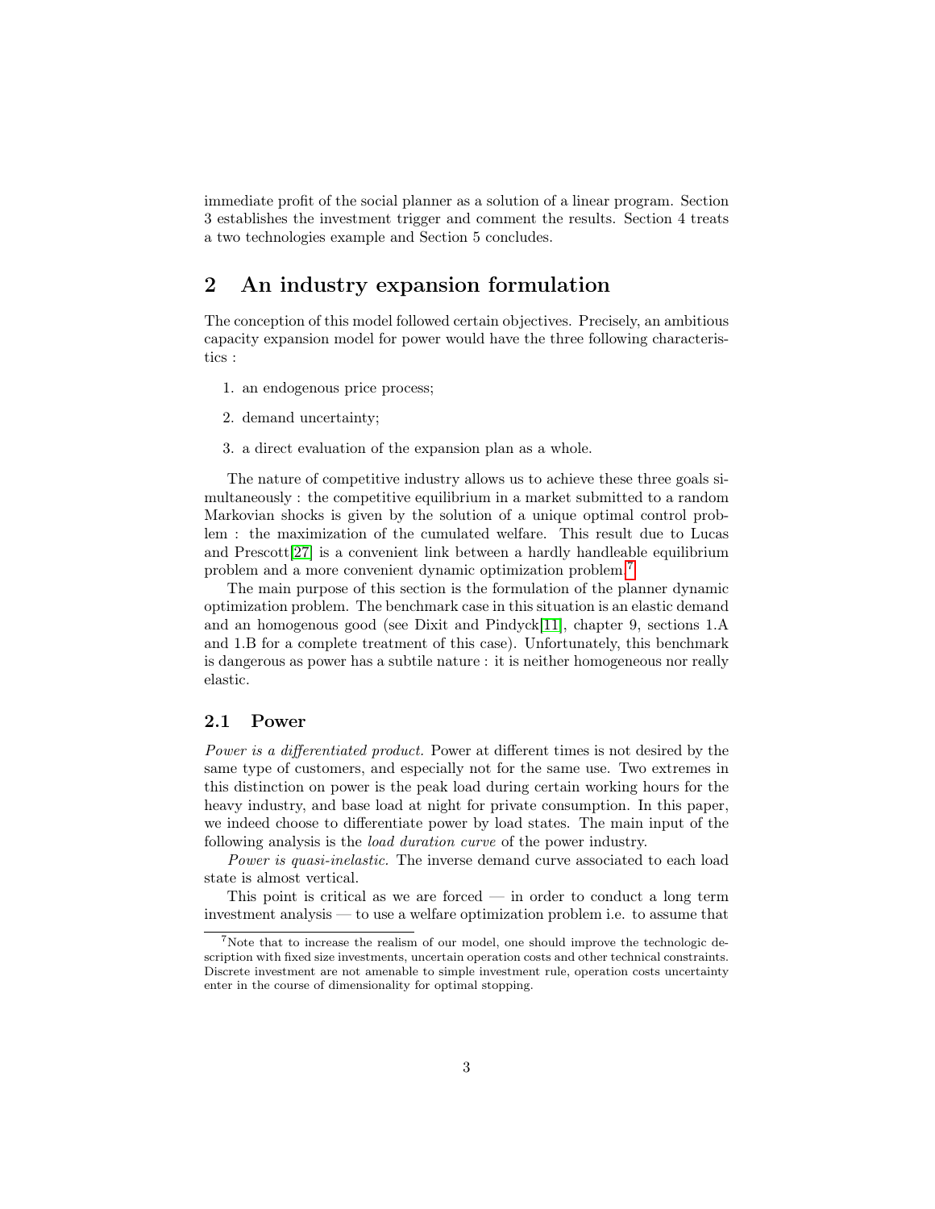immediate profit of the social planner as a solution of a linear program. Section 3 establishes the investment trigger and comment the results. Section 4 treats a two technologies example and Section 5 concludes.

## 2 An industry expansion formulation

The conception of this model followed certain objectives. Precisely, an ambitious capacity expansion model for power would have the three following characteristics :

1. an endogenous price process;
2. demand uncertainty;
3. a direct evaluation of the expansion plan as a whole.

The nature of competitive industry allows us to achieve these three goals simultaneously : the competitive equilibrium in a market submitted to a random Markovian shocks is given by the solution of a unique optimal control problem : the maximization of the cumulated welfare. This result due to Lucas and Prescott[27] is a convenient link between a hardly handleable equilibrium problem and a more convenient dynamic optimization problem.[7]

The main purpose of this section is the formulation of the planner dynamic optimization problem. The benchmark case in this situation is an elastic demand and an homogenous good (see Dixit and Pindyck[11], chapter 9, sections 1.A and 1.B for a complete treatment of this case). Unfortunately, this benchmark is dangerous as power has a subtile nature : it is neither homogeneous nor really elastic.

### 2.1 Power

*Power is a differentiated product.* Power at different times is not desired by the same type of customers, and especially not for the same use. Two extremes in this distinction on power is the peak load during certain working hours for the heavy industry, and base load at night for private consumption. In this paper, we indeed choose to differentiate power by load states. The main input of the following analysis is the *load duration curve* of the power industry.

*Power is quasi-inelastic.* The inverse demand curve associated to each load state is almost vertical.

This point is critical as we are forced — in order to conduct a long term investment analysis — to use a welfare optimization problem i.e. to assume that

[7] Note that to increase the realism of our model, one should improve the technologic description with fixed size investments, uncertain operation costs and other technical constraints. Discrete investment are not amenable to simple investment rule, operation costs uncertainty enter in the course of dimensionality for optimal stopping.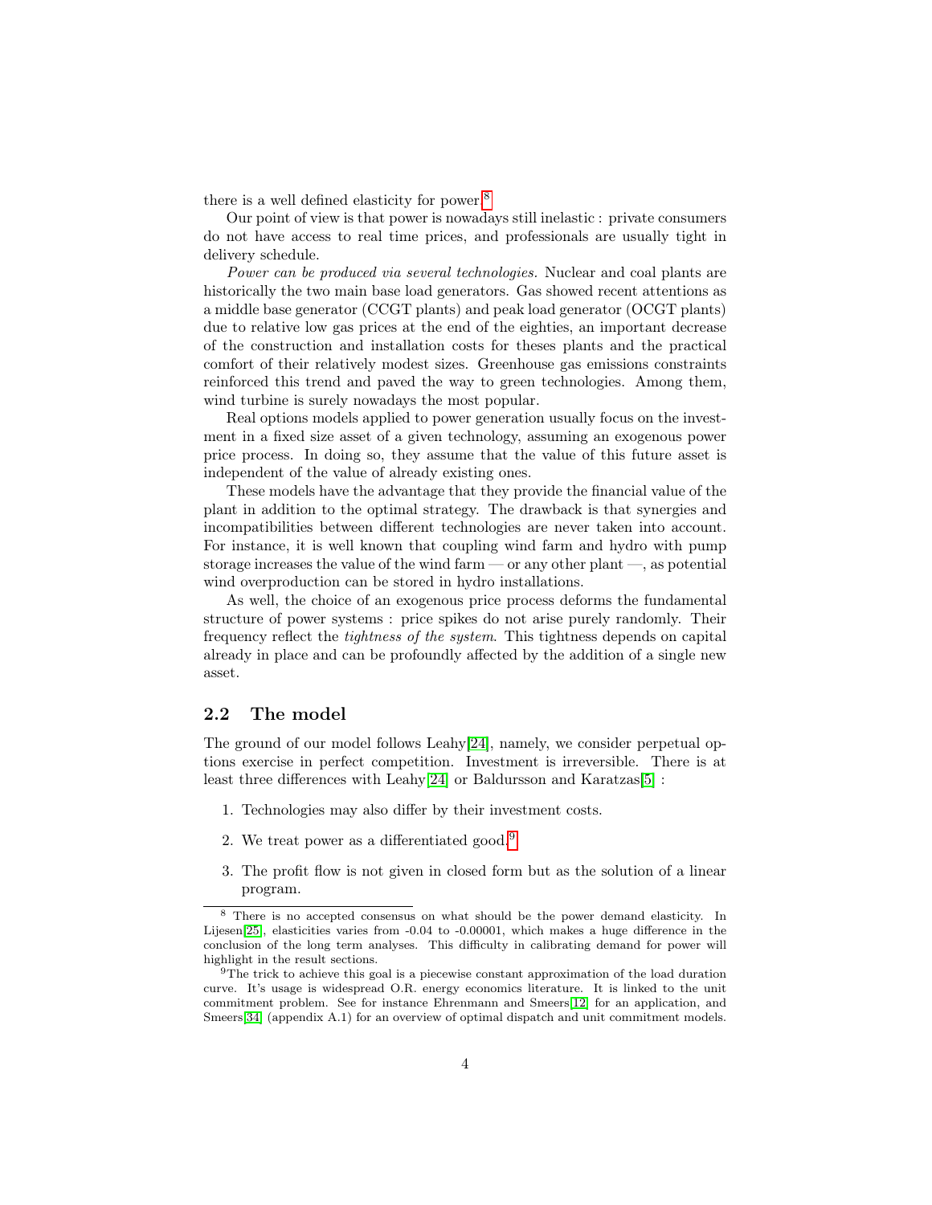there is a well defined elasticity for power.[8]

Our point of view is that power is nowadays still inelastic : private consumers do not have access to real time prices, and professionals are usually tight in delivery schedule.

*Power can be produced via several technologies.* Nuclear and coal plants are historically the two main base load generators. Gas showed recent attentions as a middle base generator (CCGT plants) and peak load generator (OCGT plants) due to relative low gas prices at the end of the eighties, an important decrease of the construction and installation costs for theses plants and the practical comfort of their relatively modest sizes. Greenhouse gas emissions constraints reinforced this trend and paved the way to green technologies. Among them, wind turbine is surely nowadays the most popular.

Real options models applied to power generation usually focus on the investment in a fixed size asset of a given technology, assuming an exogenous power price process. In doing so, they assume that the value of this future asset is independent of the value of already existing ones.

These models have the advantage that they provide the financial value of the plant in addition to the optimal strategy. The drawback is that synergies and incompatibilities between different technologies are never taken into account. For instance, it is well known that coupling wind farm and hydro with pump storage increases the value of the wind farm — or any other plant —, as potential wind overproduction can be stored in hydro installations.

As well, the choice of an exogenous price process deforms the fundamental structure of power systems : price spikes do not arise purely randomly. Their frequency reflect the *tightness of the system*. This tightness depends on capital already in place and can be profoundly affected by the addition of a single new asset.

## 2.2 The model

The ground of our model follows Leahy[24], namely, we consider perpetual options exercise in perfect competition. Investment is irreversible. There is at least three differences with Leahy[24] or Baldursson and Karatzas[5] :

1. Technologies may also differ by their investment costs.
2. We treat power as a differentiated good.[9]
3. The profit flow is not given in closed form but as the solution of a linear program.

---

[8] There is no accepted consensus on what should be the power demand elasticity. In Lijesen[25], elasticities varies from -0.04 to -0.00001, which makes a huge difference in the conclusion of the long term analyses. This difficulty in calibrating demand for power will highlight in the result sections.

[9] The trick to achieve this goal is a piecewise constant approximation of the load duration curve. It's usage is widespread O.R. energy economics literature. It is linked to the unit commitment problem. See for instance Ehrenmann and Smeers[12] for an application, and Smeers[34] (appendix A.1) for an overview of optimal dispatch and unit commitment models.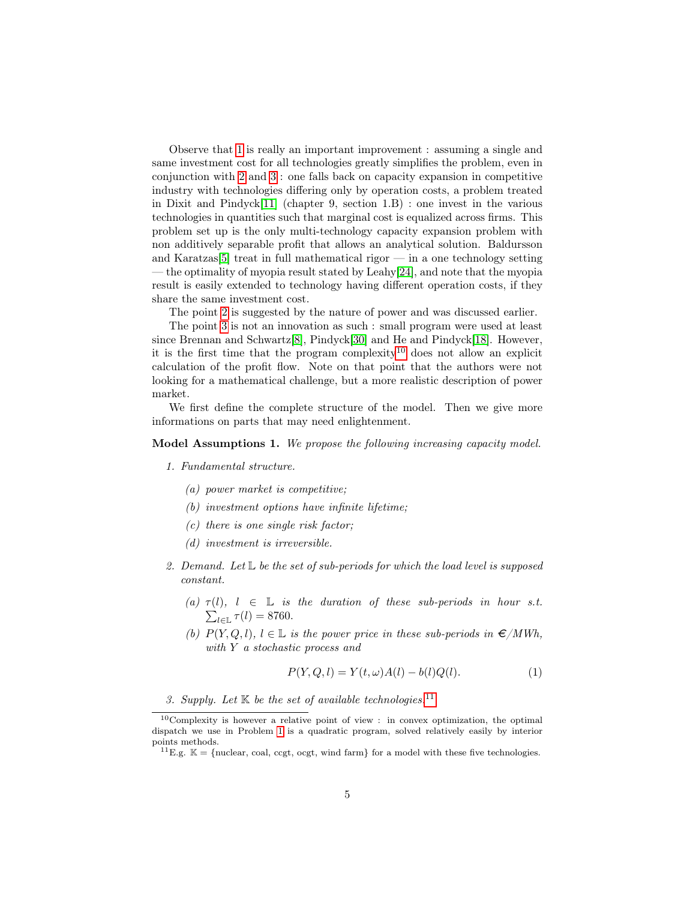Observe that 1 is really an important improvement : assuming a single and same investment cost for all technologies greatly simplifies the problem, even in conjunction with 2 and 3 : one falls back on capacity expansion in competitive industry with technologies differing only by operation costs, a problem treated in Dixit and Pindyck[11] (chapter 9, section 1.B) : one invest in the various technologies in quantities such that marginal cost is equalized across firms. This problem set up is the only multi-technology capacity expansion problem with non additively separable profit that allows an analytical solution. Baldursson and Karatzas[5] treat in full mathematical rigor — in a one technology setting — the optimality of myopia result stated by Leahy[24], and note that the myopia result is easily extended to technology having different operation costs, if they share the same investment cost.

The point 2 is suggested by the nature of power and was discussed earlier.

The point 3 is not an innovation as such : small program were used at least since Brennan and Schwartz[8], Pindyck[30] and He and Pindyck[18]. However, it is the first time that the program complexity[10] does not allow an explicit calculation of the profit flow. Note on that point that the authors were not looking for a mathematical challenge, but a more realistic description of power market.

We first define the complete structure of the model. Then we give more informations on parts that may need enlightenment.

**Model Assumptions 1.** *We propose the following increasing capacity model.*

1. *Fundamental structure.*
   - (a) *power market is competitive;*
   - (b) *investment options have infinite lifetime;*
   - (c) *there is one single risk factor;*
   - (d) *investment is irreversible.*

2. *Demand. Let $\mathbb{L}$ be the set of sub-periods for which the load level is supposed constant.*
   - (a) *$\tau(l)$, $l \in \mathbb{L}$ is the duration of these sub-periods in hour s.t. $\sum_{l \in \mathbb{L}} \tau(l) = 8760$.*
   - (b) *$P(Y, Q, l)$, $l \in \mathbb{L}$ is the power price in these sub-periods in €/MWh, with $Y$ a stochastic process and*

$$P(Y, Q, l) = Y(t, \omega)A(l) - b(l)Q(l). \tag{1}$$

3. *Supply. Let $\mathbb{K}$ be the set of available technologies.*[11]

---

[10] Complexity is however a relative point of view : in convex optimization, the optimal dispatch we use in Problem 1 is a quadratic program, solved relatively easily by interior points methods.

[11] E.g. $\mathbb{K}$ = {nuclear, coal, ccgt, ocgt, wind farm} for a model with these five technologies.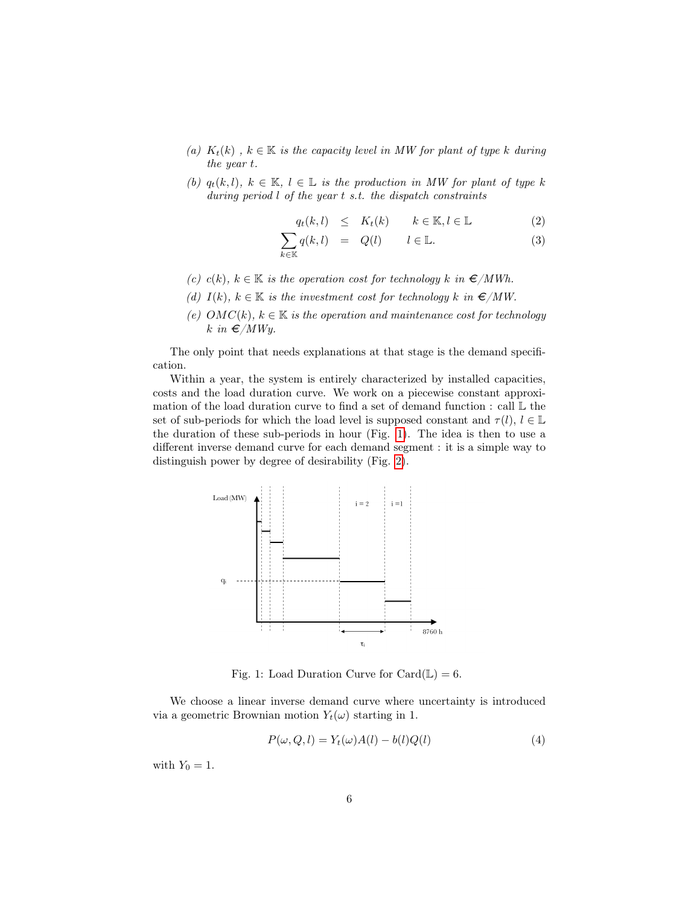(a) $K_t(k)$ , $k \in \mathbb{K}$ *is the capacity level in MW for plant of type* $k$ *during the year* $t$.

(b) $q_t(k,l)$, $k \in \mathbb{K}$, $l \in \mathbb{L}$ *is the production in MW for plant of type* $k$ *during period* $l$ *of the year* $t$ *s.t. the dispatch constraints*

$$q_t(k,l) \leq K_t(k) \qquad k \in \mathbb{K}, l \in \mathbb{L} \tag{2}$$

$$\sum_{k \in \mathbb{K}} q(k,l) = Q(l) \qquad l \in \mathbb{L}. \tag{3}$$

(c) $c(k)$, $k \in \mathbb{K}$ *is the operation cost for technology* $k$ *in* €*/MWh.*

(d) $I(k)$, $k \in \mathbb{K}$ *is the investment cost for technology* $k$ *in* €*/MW.*

(e) $OMC(k)$, $k \in \mathbb{K}$ *is the operation and maintenance cost for technology* $k$ *in* €*/MWy.*

The only point that needs explanations at that stage is the demand specification.

Within a year, the system is entirely characterized by installed capacities, costs and the load duration curve. We work on a piecewise constant approximation of the load duration curve to find a set of demand function : call $\mathbb{L}$ the set of sub-periods for which the load level is supposed constant and $\tau(l)$, $l \in \mathbb{L}$ the duration of these sub-periods in hour (Fig. 1). The idea is then to use a different inverse demand curve for each demand segment : it is a simple way to distinguish power by degree of desirability (Fig. 2).

Fig. 1: Load Duration Curve for Card($\mathbb{L}$) = 6.

We choose a linear inverse demand curve where uncertainty is introduced via a geometric Brownian motion $Y_t(\omega)$ starting in 1.

$$P(\omega, Q, l) = Y_t(\omega)A(l) - b(l)Q(l) \tag{4}$$

with $Y_0 = 1$.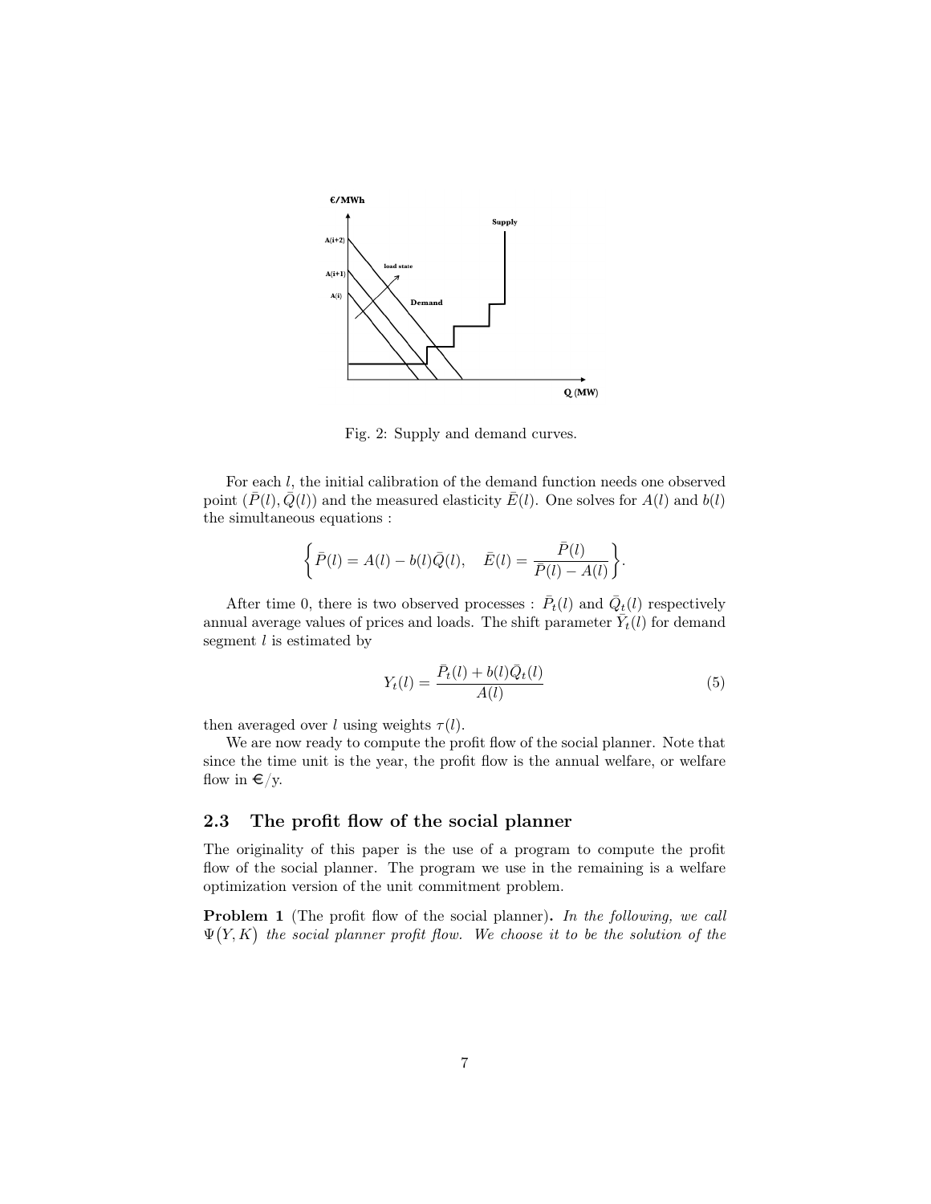Fig. 2: Supply and demand curves.

For each $l$, the initial calibration of the demand function needs one observed point $(\bar{P}(l), \bar{Q}(l))$ and the measured elasticity $\bar{E}(l)$. One solves for $A(l)$ and $b(l)$ the simultaneous equations :

$$\left\{ \bar{P}(l) = A(l) - b(l)\bar{Q}(l), \quad \bar{E}(l) = \frac{\bar{P}(l)}{\bar{P}(l) - A(l)} \right\}.$$

After time 0, there is two observed processes : $\bar{P}_t(l)$ and $\bar{Q}_t(l)$ respectively annual average values of prices and loads. The shift parameter $Y_t(l)$ for demand segment $l$ is estimated by

$$Y_t(l) = \frac{\bar{P}_t(l) + b(l)\bar{Q}_t(l)}{A(l)} \tag{5}$$

then averaged over $l$ using weights $\tau(l)$.

We are now ready to compute the profit flow of the social planner. Note that since the time unit is the year, the profit flow is the annual welfare, or welfare flow in €/y.

## 2.3 The profit flow of the social planner

The originality of this paper is the use of a program to compute the profit flow of the social planner. The program we use in the remaining is a welfare optimization version of the unit commitment problem.

**Problem 1** (The profit flow of the social planner)**.** *In the following, we call* $\Psi(Y, K)$ *the social planner profit flow. We choose it to be the solution of the*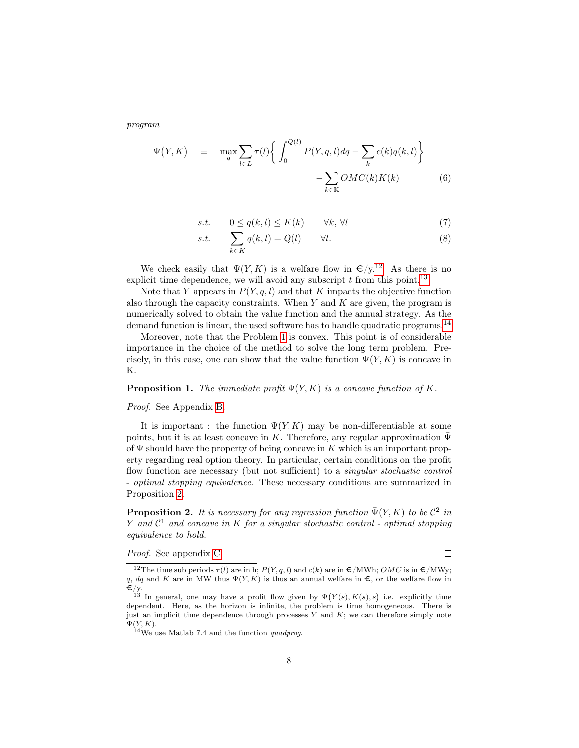*program*

$$\Psi\big(Y,K\big) \equiv \max_q \sum_{l\in L}\tau(l)\bigg\{\int_0^{Q(l)} P(Y,q,l)dq - \sum_k c(k)q(k,l)\bigg\} - \sum_{k\in\mathbb{K}} OMC(k)K(k) \tag{6}$$

$$s.t. \quad 0 \le q(k,l) \le K(k) \qquad \forall k,\, \forall l \tag{7}$$

$$s.t. \quad \sum_{k\in K} q(k,l) = Q(l) \qquad \forall l. \tag{8}$$

We check easily that $\Psi(Y,K)$ is a welfare flow in €/y.[12] As there is no explicit time dependence, we will avoid any subscript $t$ from this point.[13]

Note that $Y$ appears in $P(Y,q,l)$ and that $K$ impacts the objective function also through the capacity constraints. When $Y$ and $K$ are given, the program is numerically solved to obtain the value function and the annual strategy. As the demand function is linear, the used software has to handle quadratic programs.[14]

Moreover, note that the Problem 1 is convex. This point is of considerable importance in the choice of the method to solve the long term problem. Precisely, in this case, one can show that the value function $\Psi(Y,K)$ is concave in K.

**Proposition 1.** *The immediate profit $\Psi(Y,K)$ is a concave function of $K$.*

*Proof.* See Appendix B. □

It is important : the function $\Psi(Y,K)$ may be non-differentiable at some points, but it is at least concave in $K$. Therefore, any regular approximation $\bar{\Psi}$ of $\Psi$ should have the property of being concave in $K$ which is an important property regarding real option theory. In particular, certain conditions on the profit flow function are necessary (but not sufficient) to a *singular stochastic control - optimal stopping equivalence*. These necessary conditions are summarized in Proposition 2.

**Proposition 2.** *It is necessary for any regression function $\bar{\Psi}(Y,K)$ to be $\mathcal{C}^2$ in $Y$ and $\mathcal{C}^1$ and concave in $K$ for a singular stochastic control - optimal stopping equivalence to hold.*

*Proof.* See appendix C. □

---

[12] The time sub periods $\tau(l)$ are in h; $P(Y,q,l)$ and $c(k)$ are in €/MWh; $OMC$ is in €/MWy; $q$, $dq$ and $K$ are in MW thus $\Psi(Y,K)$ is thus an annual welfare in €, or the welfare flow in €/y.

[13] In general, one may have a profit flow given by $\Psi\big(Y(s),K(s),s\big)$ i.e. explicitly time dependent. Here, as the horizon is infinite, the problem is time homogeneous. There is just an implicit time dependence through processes $Y$ and $K$; we can therefore simply note $\Psi(Y,K)$.

[14] We use Matlab 7.4 and the function *quadprog*.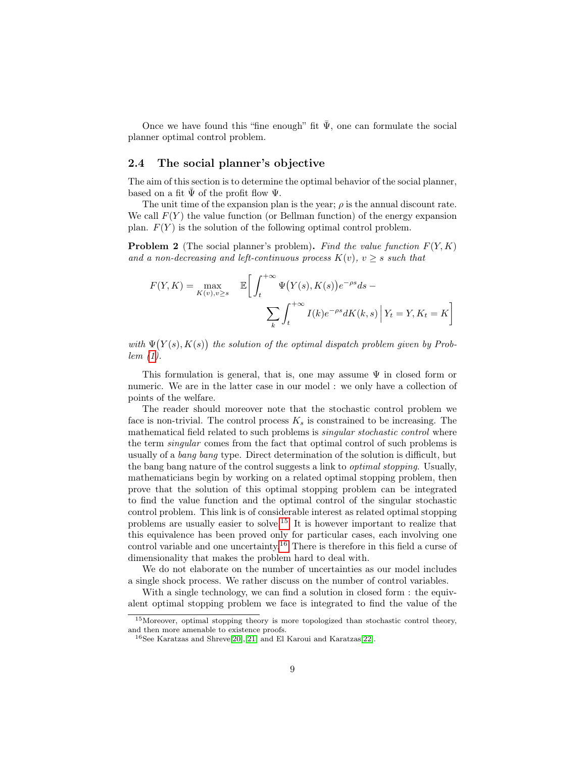Once we have found this "fine enough" fit $\bar{\Psi}$, one can formulate the social planner optimal control problem.

### 2.4 The social planner's objective

The aim of this section is to determine the optimal behavior of the social planner, based on a fit $\bar{\Psi}$ of the profit flow $\Psi$.

The unit time of the expansion plan is the year; $\rho$ is the annual discount rate. We call $F(Y)$ the value function (or Bellman function) of the energy expansion plan. $F(Y)$ is the solution of the following optimal control problem.

**Problem 2** (The social planner's problem)**.** *Find the value function $F(Y, K)$ and a non-decreasing and left-continuous process $K(v)$, $v \geq s$ such that*

$$F(Y,K) = \max_{K(v), v \geq s} \quad \mathbb{E}\Bigg[ \int_t^{+\infty} \Psi\big(Y(s), K(s)\big) e^{-\rho s} ds - \sum_k \int_t^{+\infty} I(k) e^{-\rho s} dK(k,s) \,\Big|\, Y_t = Y, K_t = K \Bigg]$$

*with $\Psi\big(Y(s), K(s)\big)$ the solution of the optimal dispatch problem given by Problem (1).*

This formulation is general, that is, one may assume $\Psi$ in closed form or numeric. We are in the latter case in our model : we only have a collection of points of the welfare.

The reader should moreover note that the stochastic control problem we face is non-trivial. The control process $K_s$ is constrained to be increasing. The mathematical field related to such problems is *singular stochastic control* where the term *singular* comes from the fact that optimal control of such problems is usually of a *bang bang* type. Direct determination of the solution is difficult, but the bang bang nature of the control suggests a link to *optimal stopping*. Usually, mathematicians begin by working on a related optimal stopping problem, then prove that the solution of this optimal stopping problem can be integrated to find the value function and the optimal control of the singular stochastic control problem. This link is of considerable interest as related optimal stopping problems are usually easier to solve.[15] It is however important to realize that this equivalence has been proved only for particular cases, each involving one control variable and one uncertainty.[16] There is therefore in this field a curse of dimensionality that makes the problem hard to deal with.

We do not elaborate on the number of uncertainties as our model includes a single shock process. We rather discuss on the number of control variables.

With a single technology, we can find a solution in closed form : the equivalent optimal stopping problem we face is integrated to find the value of the

[15] Moreover, optimal stopping theory is more topologized than stochastic control theory, and then more amenable to existence proofs.

[16] See Karatzas and Shreve[20], [21] and El Karoui and Karatzas[22].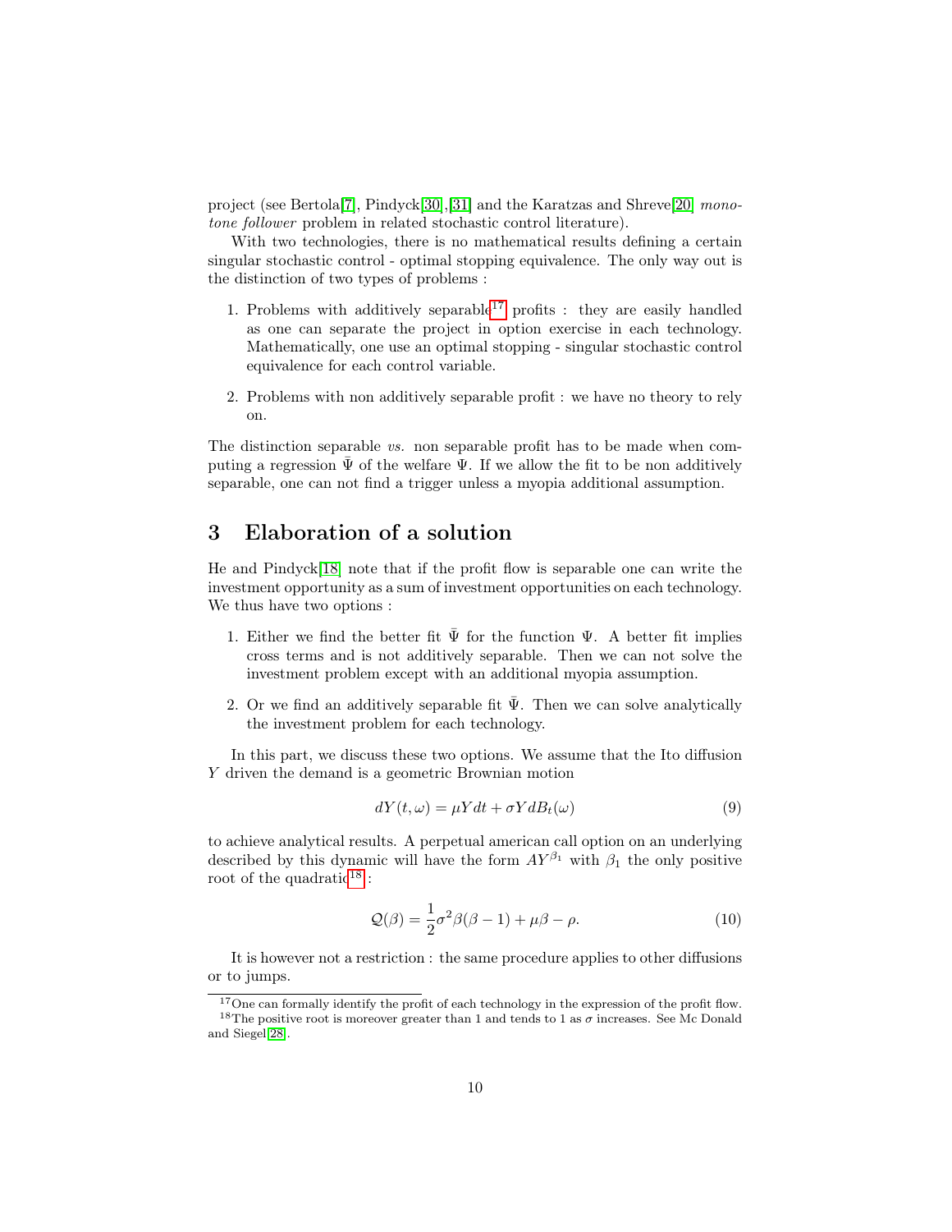project (see Bertola[7], Pindyck[30],[31] and the Karatzas and Shreve[20] *monotone follower* problem in related stochastic control literature).

With two technologies, there is no mathematical results defining a certain singular stochastic control - optimal stopping equivalence. The only way out is the distinction of two types of problems :

1. Problems with additively separable[17] profits : they are easily handled as one can separate the project in option exercise in each technology. Mathematically, one use an optimal stopping - singular stochastic control equivalence for each control variable.

2. Problems with non additively separable profit : we have no theory to rely on.

The distinction separable *vs.* non separable profit has to be made when computing a regression $\bar{\Psi}$ of the welfare $\Psi$. If we allow the fit to be non additively separable, one can not find a trigger unless a myopia additional assumption.

## 3 Elaboration of a solution

He and Pindyck[18] note that if the profit flow is separable one can write the investment opportunity as a sum of investment opportunities on each technology. We thus have two options :

1. Either we find the better fit $\bar{\Psi}$ for the function $\Psi$. A better fit implies cross terms and is not additively separable. Then we can not solve the investment problem except with an additional myopia assumption.

2. Or we find an additively separable fit $\bar{\Psi}$. Then we can solve analytically the investment problem for each technology.

In this part, we discuss these two options. We assume that the Ito diffusion $Y$ driven the demand is a geometric Brownian motion

$$dY(t, \omega) = \mu Y dt + \sigma Y dB_t(\omega) \tag{9}$$

to achieve analytical results. A perpetual american call option on an underlying described by this dynamic will have the form $AY^{\beta_1}$ with $\beta_1$ the only positive root of the quadratic[18] :

$$\mathcal{Q}(\beta) = \frac{1}{2}\sigma^2\beta(\beta - 1) + \mu\beta - \rho. \tag{10}$$

It is however not a restriction : the same procedure applies to other diffusions or to jumps.

[17] One can formally identify the profit of each technology in the expression of the profit flow.

[18] The positive root is moreover greater than 1 and tends to 1 as $\sigma$ increases. See Mc Donald and Siegel[28].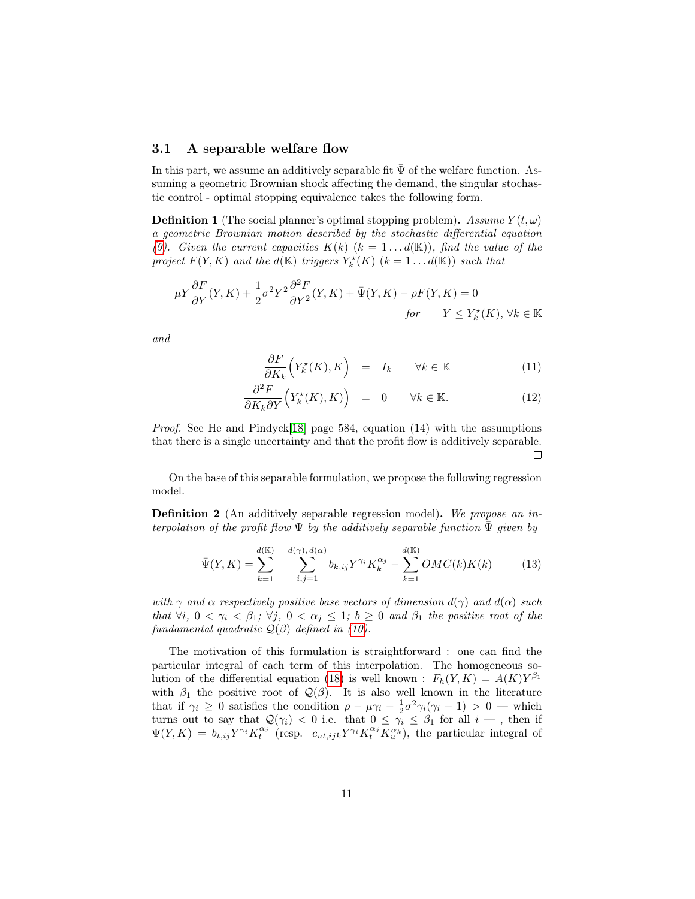### 3.1 A separable welfare flow

In this part, we assume an additively separable fit $\bar{\Psi}$ of the welfare function. Assuming a geometric Brownian shock affecting the demand, the singular stochastic control - optimal stopping equivalence takes the following form.

**Definition 1** (The social planner's optimal stopping problem)**.** *Assume $Y(t,\omega)$ a geometric Brownian motion described by the stochastic differential equation (9). Given the current capacities $K(k)$ ($k = 1 \dots d(\mathbb{K})$), find the value of the project $F(Y,K)$ and the $d(\mathbb{K})$ triggers $Y^\star_k(K)$ ($k = 1 \dots d(\mathbb{K})$) such that*

$$\mu Y \frac{\partial F}{\partial Y}(Y,K) + \frac{1}{2}\sigma^2 Y^2 \frac{\partial^2 F}{\partial Y^2}(Y,K) + \bar{\Psi}(Y,K) - \rho F(Y,K) = 0 \qquad \text{for} \quad Y \leq Y^\star_k(K), \forall k \in \mathbb{K}$$

*and*

$$\frac{\partial F}{\partial K_k}\Big(Y^\star_k(K), K\Big) = I_k \qquad \forall k \in \mathbb{K} \tag{11}$$

$$\frac{\partial^2 F}{\partial K_k \partial Y}\Big(Y^\star_k(K), K\Big) = 0 \qquad \forall k \in \mathbb{K}. \tag{12}$$

*Proof.* See He and Pindyck[18] page 584, equation (14) with the assumptions that there is a single uncertainty and that the profit flow is additively separable. □

On the base of this separable formulation, we propose the following regression model.

**Definition 2** (An additively separable regression model)**.** *We propose an interpolation of the profit flow $\Psi$ by the additively separable function $\bar{\Psi}$ given by*

$$\bar{\Psi}(Y,K) = \sum_{k=1}^{d(\mathbb{K})} \sum_{i,j=1}^{d(\gamma),\, d(\alpha)} b_{k,ij} Y^{\gamma_i} K_k^{\alpha_j} - \sum_{k=1}^{d(\mathbb{K})} OMC(k) K(k) \tag{13}$$

*with $\gamma$ and $\alpha$ respectively positive base vectors of dimension $d(\gamma)$ and $d(\alpha)$ such that $\forall i$, $0 < \gamma_i < \beta_1$; $\forall j$, $0 < \alpha_j \leq 1$; $b \geq 0$ and $\beta_1$ the positive root of the fundamental quadratic $\mathcal{Q}(\beta)$ defined in (10).*

The motivation of this formulation is straightforward : one can find the particular integral of each term of this interpolation. The homogeneous solution of the differential equation (18) is well known : $F_h(Y,K) = A(K)Y^{\beta_1}$ with $\beta_1$ the positive root of $\mathcal{Q}(\beta)$. It is also well known in the literature that if $\gamma_i \geq 0$ satisfies the condition $\rho - \mu\gamma_i - \frac{1}{2}\sigma^2\gamma_i(\gamma_i - 1) > 0$ — which turns out to say that $\mathcal{Q}(\gamma_i) < 0$ i.e. that $0 \leq \gamma_i \leq \beta_1$ for all $i$ — , then if $\Psi(Y,K) = b_{t,ij} Y^{\gamma_i} K_t^{\alpha_j}$ (resp. $c_{ut,ijk} Y^{\gamma_i} K_t^{\alpha_j} K_u^{\alpha_k}$), the particular integral of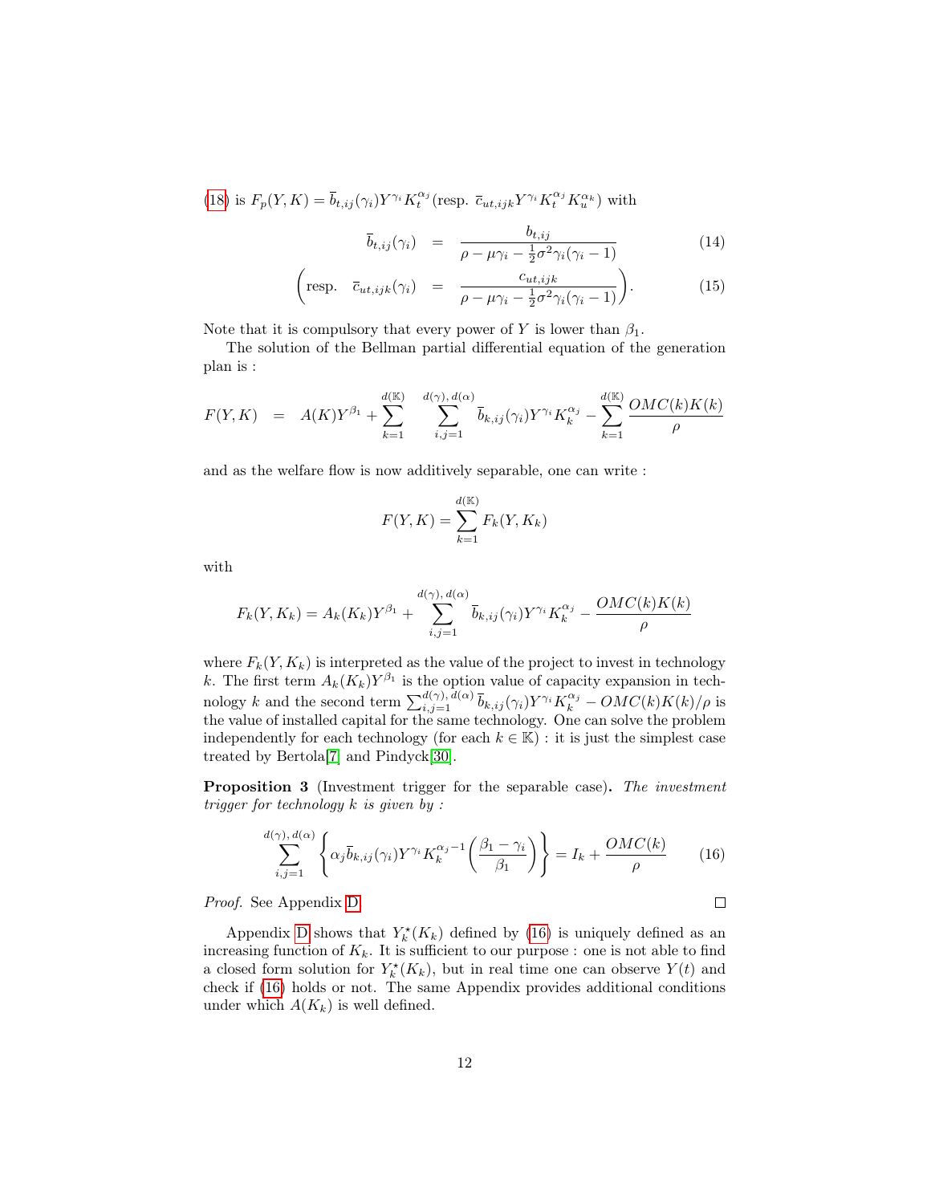(18) is $F_p(Y,K) = \overline{b}_{t,ij}(\gamma_i) Y^{\gamma_i} K_t^{\alpha_j}$ (resp. $\overline{c}_{ut,ijk} Y^{\gamma_i} K_t^{\alpha_j} K_u^{\alpha_k}$) with

$$\overline{b}_{t,ij}(\gamma_i) = \frac{b_{t,ij}}{\rho - \mu\gamma_i - \frac{1}{2}\sigma^2\gamma_i(\gamma_i - 1)} \tag{14}$$

$$\left(\text{resp.} \quad \overline{c}_{ut,ijk}(\gamma_i) = \frac{c_{ut,ijk}}{\rho - \mu\gamma_i - \frac{1}{2}\sigma^2\gamma_i(\gamma_i - 1)}\right). \tag{15}$$

Note that it is compulsory that every power of $Y$ is lower than $\beta_1$.

The solution of the Bellman partial differential equation of the generation plan is :

$$F(Y,K) = A(K)Y^{\beta_1} + \sum_{k=1}^{d(\mathbb{K})} \sum_{i,j=1}^{d(\gamma),\, d(\alpha)} \overline{b}_{k,ij}(\gamma_i) Y^{\gamma_i} K_k^{\alpha_j} - \sum_{k=1}^{d(\mathbb{K})} \frac{OMC(k)K(k)}{\rho}$$

and as the welfare flow is now additively separable, one can write :

$$F(Y,K) = \sum_{k=1}^{d(\mathbb{K})} F_k(Y, K_k)$$

with

$$F_k(Y,K_k) = A_k(K_k)Y^{\beta_1} + \sum_{i,j=1}^{d(\gamma),\, d(\alpha)} \overline{b}_{k,ij}(\gamma_i) Y^{\gamma_i} K_k^{\alpha_j} - \frac{OMC(k)K(k)}{\rho}$$

where $F_k(Y,K_k)$ is interpreted as the value of the project to invest in technology $k$. The first term $A_k(K_k)Y^{\beta_1}$ is the option value of capacity expansion in technology $k$ and the second term $\sum_{i,j=1}^{d(\gamma),\, d(\alpha)} \overline{b}_{k,ij}(\gamma_i) Y^{\gamma_i} K_k^{\alpha_j} - OMC(k)K(k)/\rho$ is the value of installed capital for the same technology. One can solve the problem independently for each technology (for each $k \in \mathbb{K}$) : it is just the simplest case treated by Bertola[7] and Pindyck[30].

**Proposition 3** (Investment trigger for the separable case). *The investment trigger for technology $k$ is given by :*

$$\sum_{i,j=1}^{d(\gamma),\, d(\alpha)} \left\{ \alpha_j \overline{b}_{k,ij}(\gamma_i) Y^{\gamma_i} K_k^{\alpha_j - 1} \left( \frac{\beta_1 - \gamma_i}{\beta_1} \right) \right\} = I_k + \frac{OMC(k)}{\rho} \tag{16}$$

*Proof.* See Appendix D. □

Appendix D shows that $Y_k^\star(K_k)$ defined by (16) is uniquely defined as an increasing function of $K_k$. It is sufficient to our purpose : one is not able to find a closed form solution for $Y_k^\star(K_k)$, but in real time one can observe $Y(t)$ and check if (16) holds or not. The same Appendix provides additional conditions under which $A(K_k)$ is well defined.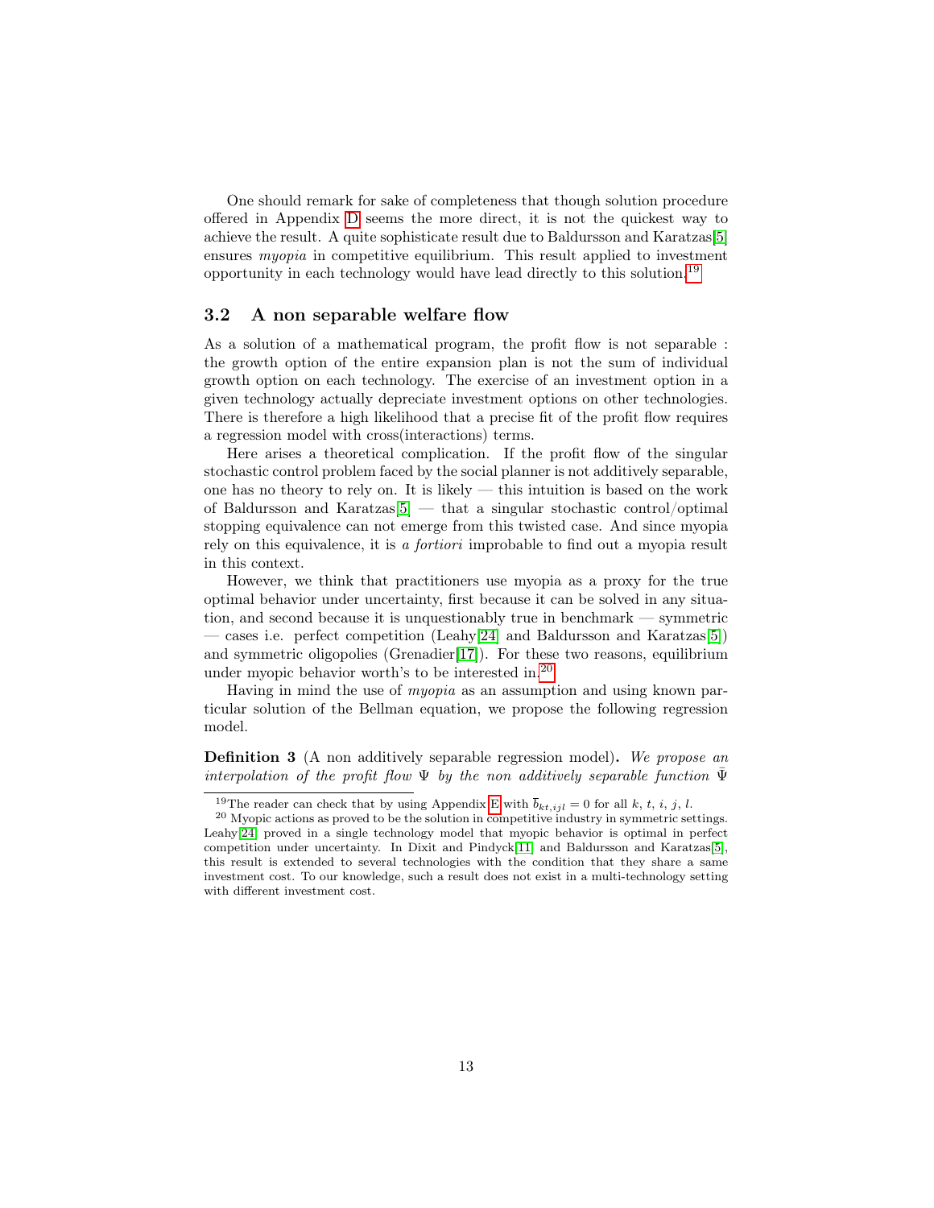One should remark for sake of completeness that though solution procedure offered in Appendix D seems the more direct, it is not the quickest way to achieve the result. A quite sophisticate result due to Baldursson and Karatzas[5] ensures *myopia* in competitive equilibrium. This result applied to investment opportunity in each technology would have lead directly to this solution.[19]

### 3.2 A non separable welfare flow

As a solution of a mathematical program, the profit flow is not separable : the growth option of the entire expansion plan is not the sum of individual growth option on each technology. The exercise of an investment option in a given technology actually depreciate investment options on other technologies. There is therefore a high likelihood that a precise fit of the profit flow requires a regression model with cross(interactions) terms.

Here arises a theoretical complication. If the profit flow of the singular stochastic control problem faced by the social planner is not additively separable, one has no theory to rely on. It is likely — this intuition is based on the work of Baldursson and Karatzas[5] — that a singular stochastic control/optimal stopping equivalence can not emerge from this twisted case. And since myopia rely on this equivalence, it is *a fortiori* improbable to find out a myopia result in this context.

However, we think that practitioners use myopia as a proxy for the true optimal behavior under uncertainty, first because it can be solved in any situation, and second because it is unquestionably true in benchmark — symmetric — cases i.e. perfect competition (Leahy[24] and Baldursson and Karatzas[5]) and symmetric oligopolies (Grenadier[17]). For these two reasons, equilibrium under myopic behavior worth's to be interested in.[20]

Having in mind the use of *myopia* as an assumption and using known particular solution of the Bellman equation, we propose the following regression model.

**Definition 3** (A non additively separable regression model)**.** *We propose an interpolation of the profit flow $\Psi$ by the non additively separable function $\bar{\Psi}$*

---

[19] The reader can check that by using Appendix E with $\bar{b}_{kt,ijl} = 0$ for all $k$, $t$, $i$, $j$, $l$.

[20] Myopic actions as proved to be the solution in competitive industry in symmetric settings. Leahy[24] proved in a single technology model that myopic behavior is optimal in perfect competition under uncertainty. In Dixit and Pindyck[11] and Baldursson and Karatzas[5], this result is extended to several technologies with the condition that they share a same investment cost. To our knowledge, such a result does not exist in a multi-technology setting with different investment cost.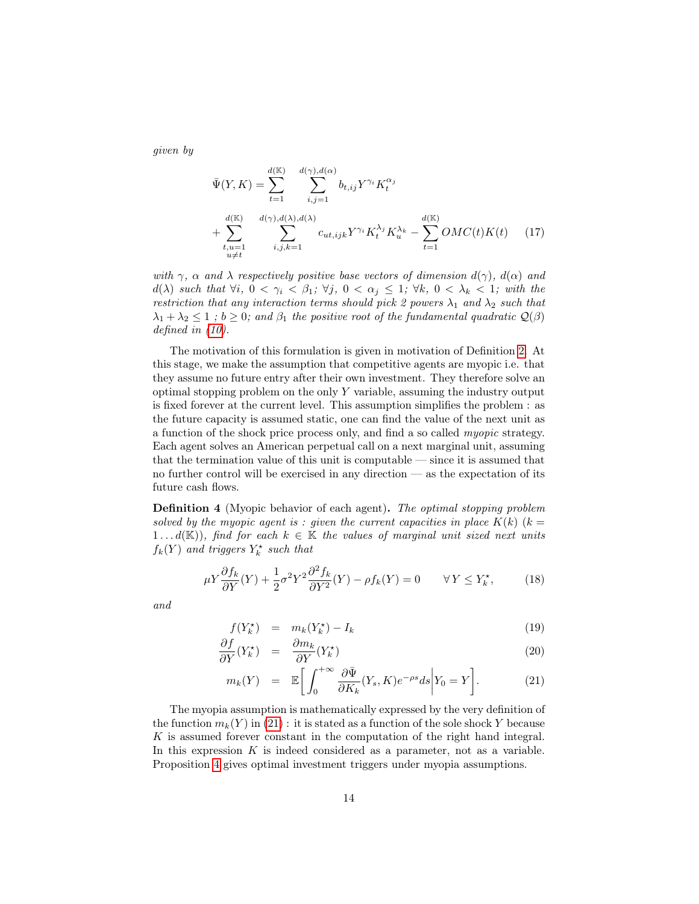*given by*

$$\bar{\Psi}(Y,K) = \sum_{t=1}^{d(\mathbb{K})} \sum_{i,j=1}^{d(\gamma),d(\alpha)} b_{t,ij} Y^{\gamma_i} K_t^{\alpha_j}$$

$$+ \sum_{\substack{t,u=1 \\ u\neq t}}^{d(\mathbb{K})} \sum_{i,j,k=1}^{d(\gamma),d(\lambda),d(\lambda)} c_{ut,ijk} Y^{\gamma_i} K_t^{\lambda_j} K_u^{\lambda_k} - \sum_{t=1}^{d(\mathbb{K})} OMC(t)K(t) \qquad (17)$$

*with $\gamma$, $\alpha$ and $\lambda$ respectively positive base vectors of dimension $d(\gamma)$, $d(\alpha)$ and $d(\lambda)$ such that $\forall i$, $0 < \gamma_i < \beta_1$; $\forall j$, $0 < \alpha_j \leq 1$; $\forall k$, $0 < \lambda_k < 1$; with the restriction that any interaction terms should pick 2 powers $\lambda_1$ and $\lambda_2$ such that $\lambda_1 + \lambda_2 \leq 1$ ; $b \geq 0$; and $\beta_1$ the positive root of the fundamental quadratic $\mathcal{Q}(\beta)$ defined in (10).*

The motivation of this formulation is given in motivation of Definition 2. At this stage, we make the assumption that competitive agents are myopic i.e. that they assume no future entry after their own investment. They therefore solve an optimal stopping problem on the only $Y$ variable, assuming the industry output is fixed forever at the current level. This assumption simplifies the problem : as the future capacity is assumed static, one can find the value of the next unit as a function of the shock price process only, and find a so called *myopic* strategy. Each agent solves an American perpetual call on a next marginal unit, assuming that the termination value of this unit is computable — since it is assumed that no further control will be exercised in any direction — as the expectation of its future cash flows.

**Definition 4** (Myopic behavior of each agent)**.** *The optimal stopping problem solved by the myopic agent is : given the current capacities in place $K(k)$ ($k = 1 \ldots d(\mathbb{K})$), find for each $k \in \mathbb{K}$ the values of marginal unit sized next units $f_k(Y)$ and triggers $Y_k^\star$ such that*

$$\mu Y \frac{\partial f_k}{\partial Y}(Y) + \frac{1}{2}\sigma^2 Y^2 \frac{\partial^2 f_k}{\partial Y^2}(Y) - \rho f_k(Y) = 0 \qquad \forall\, Y \leq Y_k^\star, \qquad (18)$$

*and*

$$f(Y_k^\star) = m_k(Y_k^\star) - I_k \qquad (19)$$

$$\frac{\partial f}{\partial Y}(Y_k^\star) = \frac{\partial m_k}{\partial Y}(Y_k^\star) \qquad (20)$$

$$m_k(Y) = \mathbb{E}\left[\int_0^{+\infty} \frac{\partial \bar{\Psi}}{\partial K_k}(Y_s, K) e^{-\rho s} ds \,\middle|\, Y_0 = Y\right]. \qquad (21)$$

The myopia assumption is mathematically expressed by the very definition of the function $m_k(Y)$ in (21) : it is stated as a function of the sole shock $Y$ because $K$ is assumed forever constant in the computation of the right hand integral. In this expression $K$ is indeed considered as a parameter, not as a variable. Proposition 4 gives optimal investment triggers under myopia assumptions.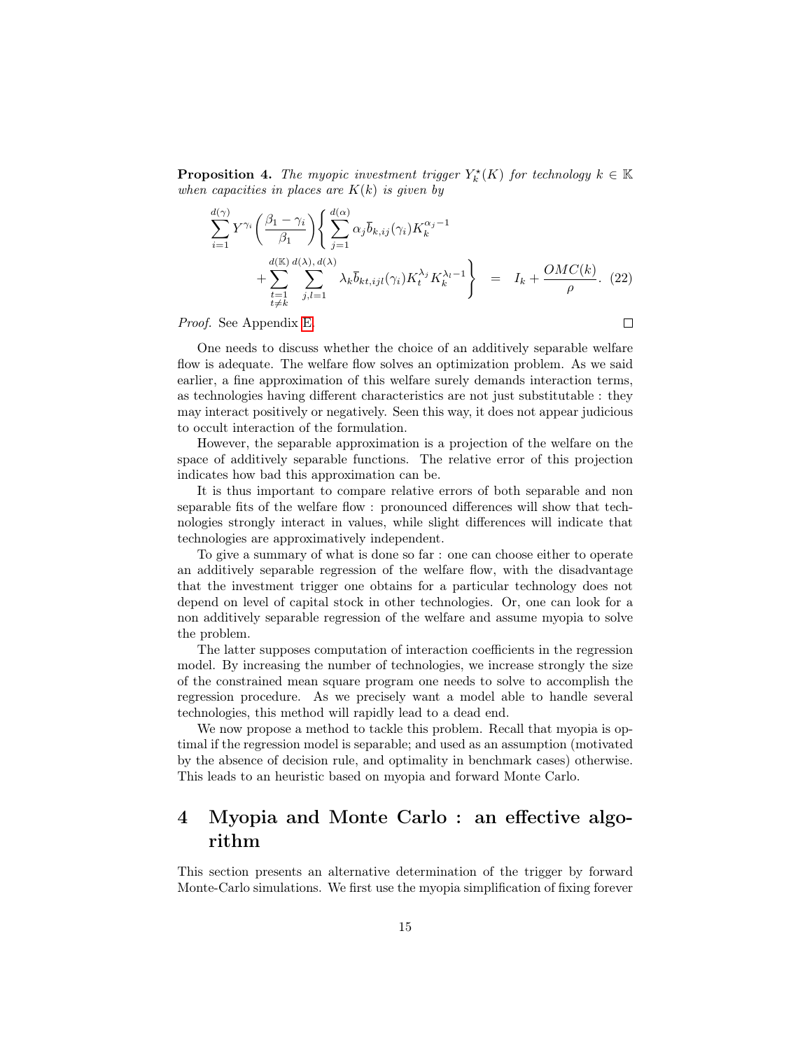**Proposition 4.** *The myopic investment trigger $Y_k^\star(K)$ for technology $k \in \mathbb{K}$ when capacities in places are $K(k)$ is given by*

$$\sum_{i=1}^{d(\gamma)} Y^{\gamma_i} \left( \frac{\beta_1 - \gamma_i}{\beta_1} \right) \Bigg\{ \sum_{j=1}^{d(\alpha)} \alpha_j \overline{b}_{k,ij}(\gamma_i) K_k^{\alpha_j - 1} + \sum_{\substack{t=1 \\ t \neq k}}^{d(\mathbb{K})} \sum_{j,l=1}^{d(\lambda),\, d(\lambda)} \lambda_k \overline{b}_{kt,ijl}(\gamma_i) K_t^{\lambda_j} K_k^{\lambda_l - 1} \Bigg\} = I_k + \frac{OMC(k)}{\rho}. \quad (22)$$

*Proof.* See Appendix E. □

One needs to discuss whether the choice of an additively separable welfare flow is adequate. The welfare flow solves an optimization problem. As we said earlier, a fine approximation of this welfare surely demands interaction terms, as technologies having different characteristics are not just substitutable : they may interact positively or negatively. Seen this way, it does not appear judicious to occult interaction of the formulation.

However, the separable approximation is a projection of the welfare on the space of additively separable functions. The relative error of this projection indicates how bad this approximation can be.

It is thus important to compare relative errors of both separable and non separable fits of the welfare flow : pronounced differences will show that technologies strongly interact in values, while slight differences will indicate that technologies are approximatively independent.

To give a summary of what is done so far : one can choose either to operate an additively separable regression of the welfare flow, with the disadvantage that the investment trigger one obtains for a particular technology does not depend on level of capital stock in other technologies. Or, one can look for a non additively separable regression of the welfare and assume myopia to solve the problem.

The latter supposes computation of interaction coefficients in the regression model. By increasing the number of technologies, we increase strongly the size of the constrained mean square program one needs to solve to accomplish the regression procedure. As we precisely want a model able to handle several technologies, this method will rapidly lead to a dead end.

We now propose a method to tackle this problem. Recall that myopia is optimal if the regression model is separable; and used as an assumption (motivated by the absence of decision rule, and optimality in benchmark cases) otherwise. This leads to an heuristic based on myopia and forward Monte Carlo.

# 4 Myopia and Monte Carlo : an effective algorithm

This section presents an alternative determination of the trigger by forward Monte-Carlo simulations. We first use the myopia simplification of fixing forever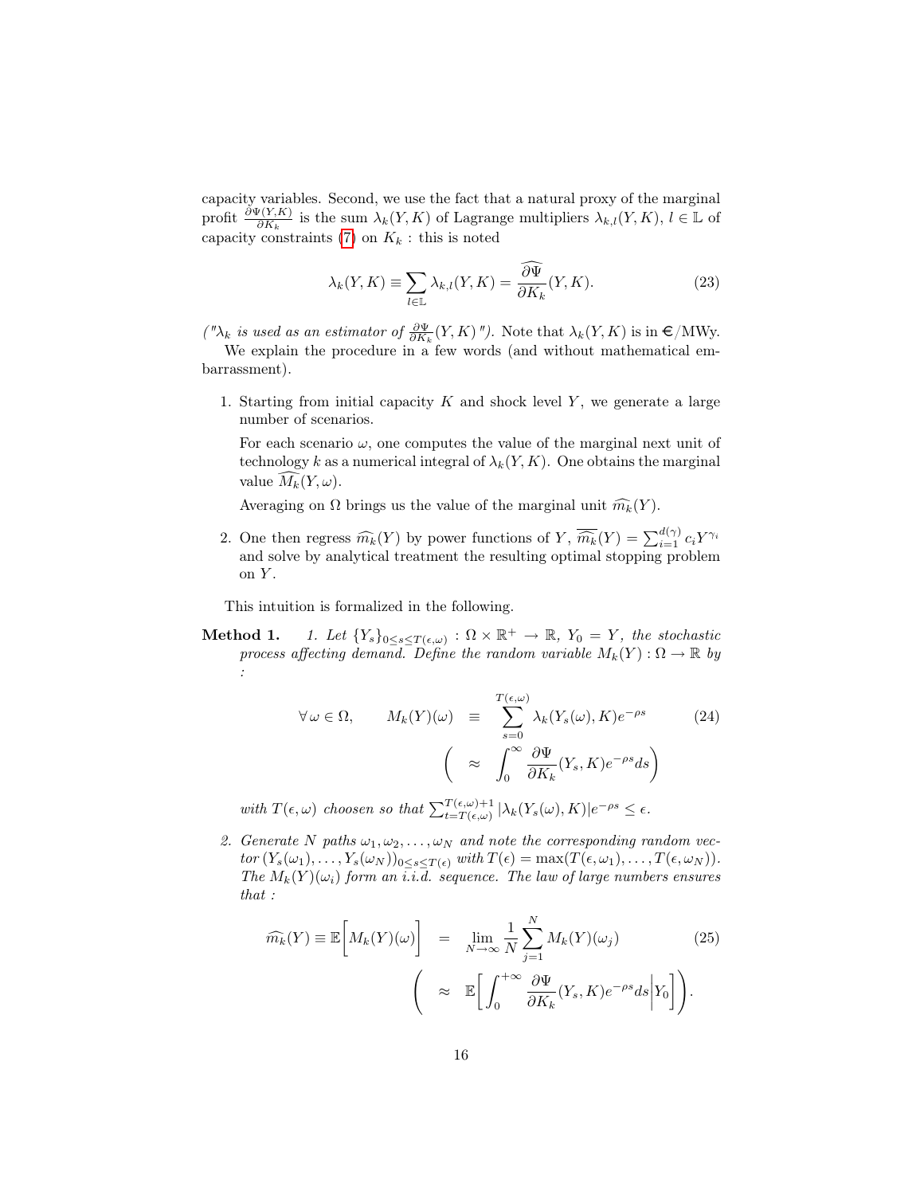capacity variables. Second, we use the fact that a natural proxy of the marginal profit $\frac{\partial \Psi(Y,K)}{\partial K_k}$ is the sum $\lambda_k(Y,K)$ of Lagrange multipliers $\lambda_{k,l}(Y,K)$, $l \in \mathbb{L}$ of capacity constraints (7) on $K_k$ : this is noted

$$\lambda_k(Y,K) \equiv \sum_{l \in \mathbb{L}} \lambda_{k,l}(Y,K) = \widehat{\frac{\partial \Psi}{\partial K_k}}(Y,K). \tag{23}$$

*("$\lambda_k$ is used as an estimator of $\frac{\partial \Psi}{\partial K_k}(Y,K)$")*. Note that $\lambda_k(Y,K)$ is in €/MWy.

We explain the procedure in a few words (and without mathematical embarrassment).

1. Starting from initial capacity $K$ and shock level $Y$, we generate a large number of scenarios.

   For each scenario $\omega$, one computes the value of the marginal next unit of technology $k$ as a numerical integral of $\lambda_k(Y,K)$. One obtains the marginal value $\widehat{M_k}(Y,\omega)$.

   Averaging on $\Omega$ brings us the value of the marginal unit $\widehat{m_k}(Y)$.

2. One then regress $\widehat{m_k}(Y)$ by power functions of $Y$, $\widehat{\widehat{m_k}}(Y) = \sum_{i=1}^{d(\gamma)} c_i Y^{\gamma_i}$ and solve by analytical treatment the resulting optimal stopping problem on $Y$.

This intuition is formalized in the following.

**Method 1.** *1. Let $\{Y_s\}_{0 \le s \le T(\epsilon,\omega)} : \Omega \times \mathbb{R}^+ \to \mathbb{R}$, $Y_0 = Y$, the stochastic process affecting demand. Define the random variable $M_k(Y) : \Omega \to \mathbb{R}$ by :*

$$\forall\, \omega \in \Omega, \qquad M_k(Y)(\omega) \;\equiv\; \sum_{s=0}^{T(\epsilon,\omega)} \lambda_k(Y_s(\omega),K) e^{-\rho s} \tag{24}$$

$$\left( \;\approx\; \int_0^{\infty} \frac{\partial \Psi}{\partial K_k}(Y_s,K) e^{-\rho s} ds \right)$$

*with $T(\epsilon,\omega)$ choosen so that $\sum_{t=T(\epsilon,\omega)}^{T(\epsilon,\omega)+1} |\lambda_k(Y_s(\omega),K)| e^{-\rho s} \le \epsilon$.*

*2. Generate $N$ paths $\omega_1, \omega_2, \ldots, \omega_N$ and note the corresponding random vector $(Y_s(\omega_1), \ldots, Y_s(\omega_N))_{0 \le s \le T(\epsilon)}$ with $T(\epsilon) = \max(T(\epsilon,\omega_1), \ldots, T(\epsilon,\omega_N))$. The $M_k(Y)(\omega_i)$ form an i.i.d. sequence. The law of large numbers ensures that :*

$$\widehat{m_k}(Y) \equiv \mathbb{E}\Big[ M_k(Y)(\omega) \Big] \;=\; \lim_{N \to \infty} \frac{1}{N} \sum_{j=1}^{N} M_k(Y)(\omega_j) \tag{25}$$

$$\left( \;\approx\; \mathbb{E}\Big[ \int_0^{+\infty} \frac{\partial \Psi}{\partial K_k}(Y_s,K) e^{-\rho s} ds \Big| Y_0 \Big] \right).$$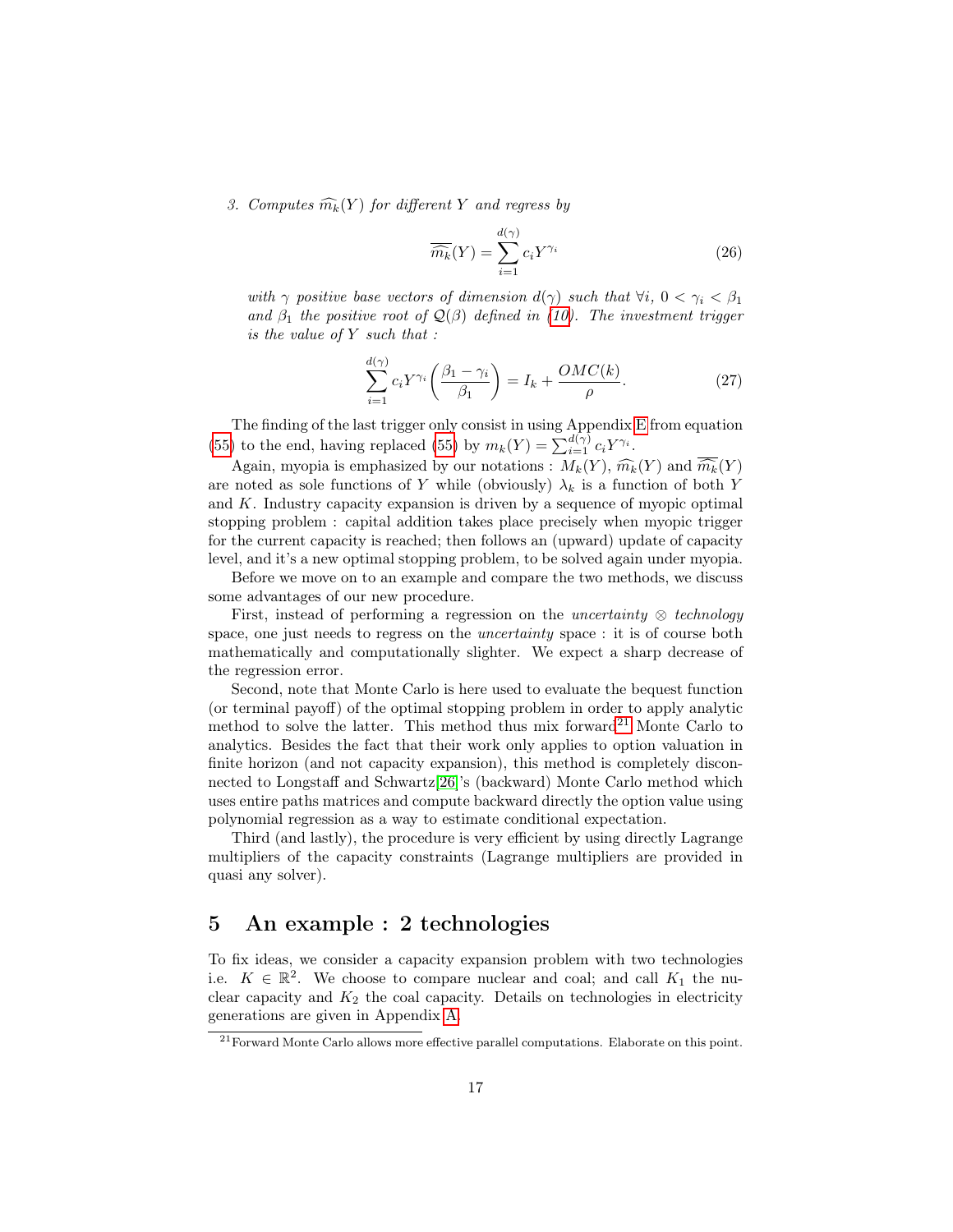3. *Computes $\widehat{m_k}(Y)$ for different $Y$ and regress by*

$$\overline{\widehat{m_k}}(Y) = \sum_{i=1}^{d(\gamma)} c_i Y^{\gamma_i} \tag{26}$$

*with $\gamma$ positive base vectors of dimension $d(\gamma)$ such that $\forall i$, $0 < \gamma_i < \beta_1$ and $\beta_1$ the positive root of $\mathcal{Q}(\beta)$ defined in (10). The investment trigger is the value of $Y$ such that :*

$$\sum_{i=1}^{d(\gamma)} c_i Y^{\gamma_i} \left( \frac{\beta_1 - \gamma_i}{\beta_1} \right) = I_k + \frac{OMC(k)}{\rho}. \tag{27}$$

The finding of the last trigger only consist in using Appendix E from equation (55) to the end, having replaced (55) by $m_k(Y) = \sum_{i=1}^{d(\gamma)} c_i Y^{\gamma_i}$.

Again, myopia is emphasized by our notations : $M_k(Y)$, $\widehat{m_k}(Y)$ and $\overline{\widehat{m_k}}(Y)$ are noted as sole functions of $Y$ while (obviously) $\lambda_k$ is a function of both $Y$ and $K$. Industry capacity expansion is driven by a sequence of myopic optimal stopping problem : capital addition takes place precisely when myopic trigger for the current capacity is reached; then follows an (upward) update of capacity level, and it's a new optimal stopping problem, to be solved again under myopia.

Before we move on to an example and compare the two methods, we discuss some advantages of our new procedure.

First, instead of performing a regression on the *uncertainty* $\otimes$ *technology* space, one just needs to regress on the *uncertainty* space : it is of course both mathematically and computationally slighter. We expect a sharp decrease of the regression error.

Second, note that Monte Carlo is here used to evaluate the bequest function (or terminal payoff) of the optimal stopping problem in order to apply analytic method to solve the latter. This method thus mix forward[21] Monte Carlo to analytics. Besides the fact that their work only applies to option valuation in finite horizon (and not capacity expansion), this method is completely disconnected to Longstaff and Schwartz[26]'s (backward) Monte Carlo method which uses entire paths matrices and compute backward directly the option value using polynomial regression as a way to estimate conditional expectation.

Third (and lastly), the procedure is very efficient by using directly Lagrange multipliers of the capacity constraints (Lagrange multipliers are provided in quasi any solver).

# 5 An example : 2 technologies

To fix ideas, we consider a capacity expansion problem with two technologies i.e. $K \in \mathbb{R}^2$. We choose to compare nuclear and coal; and call $K_1$ the nuclear capacity and $K_2$ the coal capacity. Details on technologies in electricity generations are given in Appendix A.

[21] Forward Monte Carlo allows more effective parallel computations. Elaborate on this point.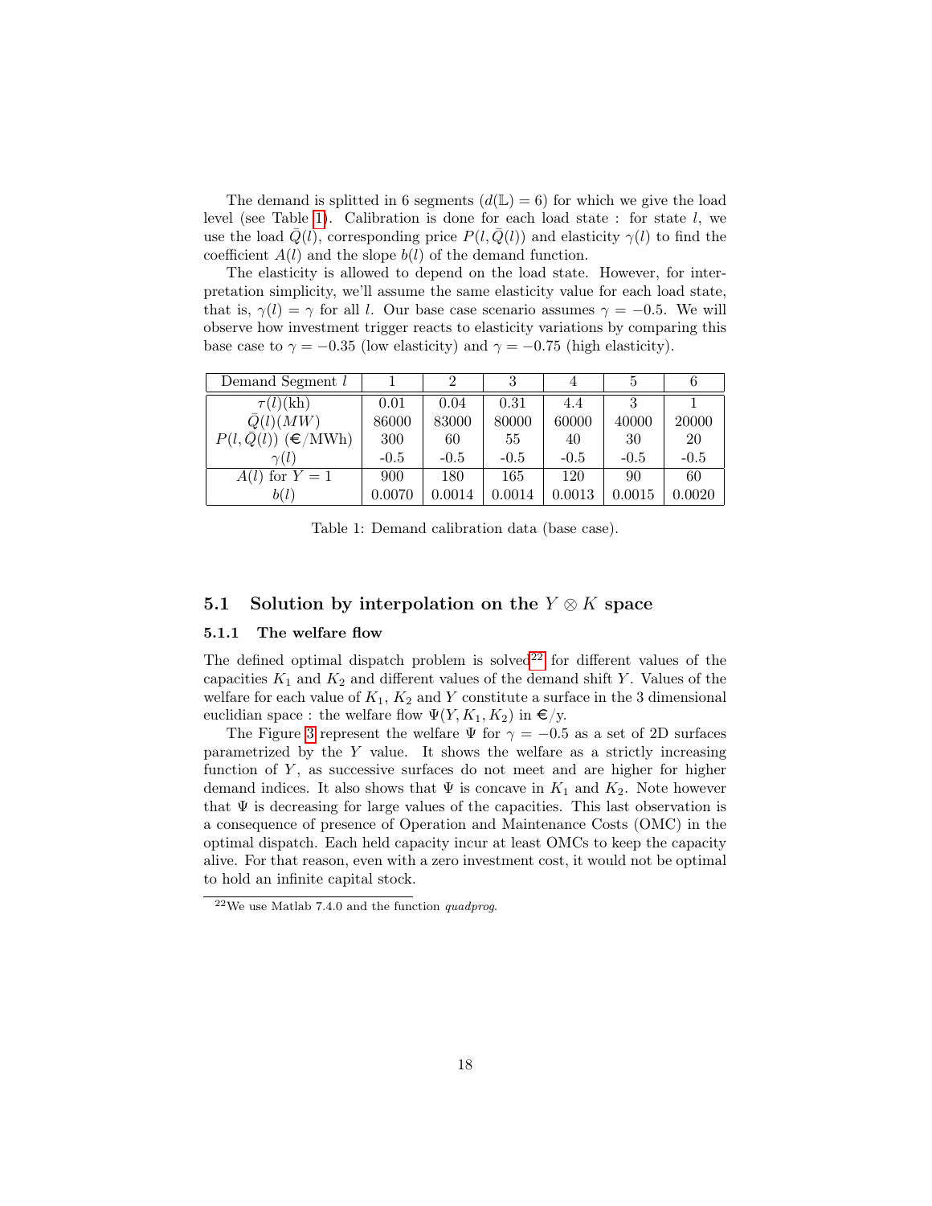The demand is splitted in 6 segments ($d(\mathbb{L}) = 6$) for which we give the load level (see Table 1). Calibration is done for each load state : for state $l$, we use the load $\bar{Q}(l)$, corresponding price $P(l, \bar{Q}(l))$ and elasticity $\gamma(l)$ to find the coefficient $A(l)$ and the slope $b(l)$ of the demand function.

The elasticity is allowed to depend on the load state. However, for interpretation simplicity, we'll assume the same elasticity value for each load state, that is, $\gamma(l) = \gamma$ for all $l$. Our base case scenario assumes $\gamma = -0.5$. We will observe how investment trigger reacts to elasticity variations by comparing this base case to $\gamma = -0.35$ (low elasticity) and $\gamma = -0.75$ (high elasticity).

| Demand Segment $l$ | 1 | 2 | 3 | 4 | 5 | 6 |
|---|---|---|---|---|---|---|
| $\tau(l)$(kh) | 0.01 | 0.04 | 0.31 | 4.4 | 3 | 1 |
| $\bar{Q}(l)(MW)$ | 86000 | 83000 | 80000 | 60000 | 40000 | 20000 |
| $P(l, \bar{Q}(l))$ (€/MWh) | 300 | 60 | 55 | 40 | 30 | 20 |
| $\gamma(l)$ | -0.5 | -0.5 | -0.5 | -0.5 | -0.5 | -0.5 |
| $A(l)$ for $Y = 1$ | 900 | 180 | 165 | 120 | 90 | 60 |
| $b(l)$ | 0.0070 | 0.0014 | 0.0014 | 0.0013 | 0.0015 | 0.0020 |

Table 1: Demand calibration data (base case).

## 5.1 Solution by interpolation on the $Y \otimes K$ space

### 5.1.1 The welfare flow

The defined optimal dispatch problem is solved[22] for different values of the capacities $K_1$ and $K_2$ and different values of the demand shift $Y$. Values of the welfare for each value of $K_1$, $K_2$ and $Y$ constitute a surface in the 3 dimensional euclidian space : the welfare flow $\Psi(Y, K_1, K_2)$ in €/y.

The Figure 3 represent the welfare $\Psi$ for $\gamma = -0.5$ as a set of 2D surfaces parametrized by the $Y$ value. It shows the welfare as a strictly increasing function of $Y$, as successive surfaces do not meet and are higher for higher demand indices. It also shows that $\Psi$ is concave in $K_1$ and $K_2$. Note however that $\Psi$ is decreasing for large values of the capacities. This last observation is a consequence of presence of Operation and Maintenance Costs (OMC) in the optimal dispatch. Each held capacity incur at least OMCs to keep the capacity alive. For that reason, even with a zero investment cost, it would not be optimal to hold an infinite capital stock.

[22] We use Matlab 7.4.0 and the function *quadprog*.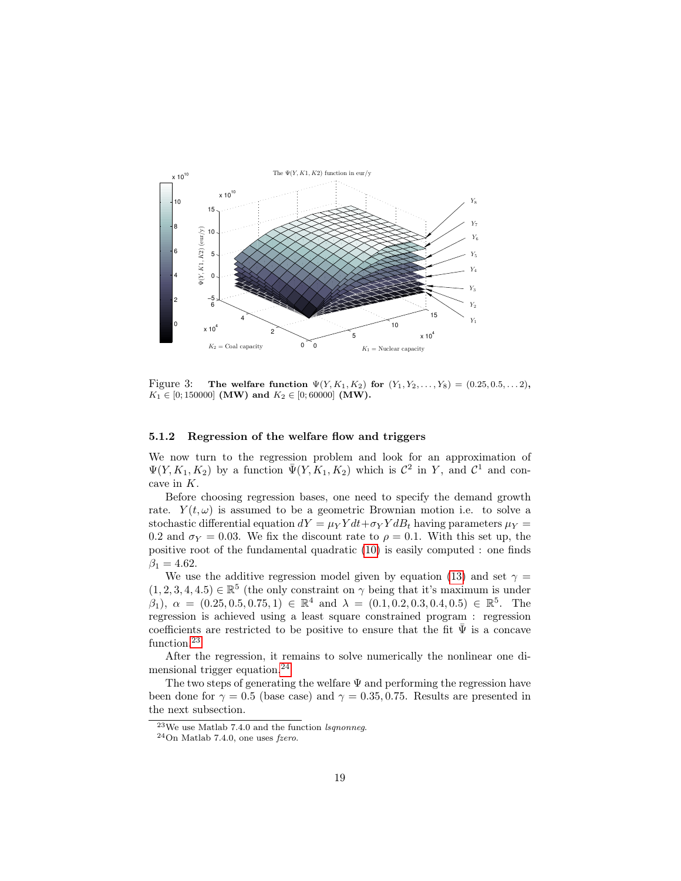Figure 3: **The welfare function $\Psi(Y, K_1, K_2)$ for $(Y_1, Y_2, \ldots, Y_8) = (0.25, 0.5, \ldots 2)$, $K_1 \in [0; 150000]$ (MW) and $K_2 \in [0; 60000]$ (MW).**

### 5.1.2 Regression of the welfare flow and triggers

We now turn to the regression problem and look for an approximation of $\Psi(Y, K_1, K_2)$ by a function $\bar{\Psi}(Y, K_1, K_2)$ which is $\mathcal{C}^2$ in $Y$, and $\mathcal{C}^1$ and concave in $K$.

Before choosing regression bases, one need to specify the demand growth rate. $Y(t, \omega)$ is assumed to be a geometric Brownian motion i.e. to solve a stochastic differential equation $dY = \mu_Y Y dt + \sigma_Y Y dB_t$ having parameters $\mu_Y = 0.2$ and $\sigma_Y = 0.03$. We fix the discount rate to $\rho = 0.1$. With this set up, the positive root of the fundamental quadratic (10) is easily computed : one finds $\beta_1 = 4.62$.

We use the additive regression model given by equation (13) and set $\gamma = (1, 2, 3, 4, 4.5) \in \mathbb{R}^5$ (the only constraint on $\gamma$ being that it's maximum is under $\beta_1$), $\alpha = (0.25, 0.5, 0.75, 1) \in \mathbb{R}^4$ and $\lambda = (0.1, 0.2, 0.3, 0.4, 0.5) \in \mathbb{R}^5$. The regression is achieved using a least square constrained program : regression coefficients are restricted to be positive to ensure that the fit $\bar{\Psi}$ is a concave function.[23]

After the regression, it remains to solve numerically the nonlinear one dimensional trigger equation.[24]

The two steps of generating the welfare $\Psi$ and performing the regression have been done for $\gamma = 0.5$ (base case) and $\gamma = 0.35, 0.75$. Results are presented in the next subsection.

[23] We use Matlab 7.4.0 and the function *lsqnonneg*.

[24] On Matlab 7.4.0, one uses *fzero*.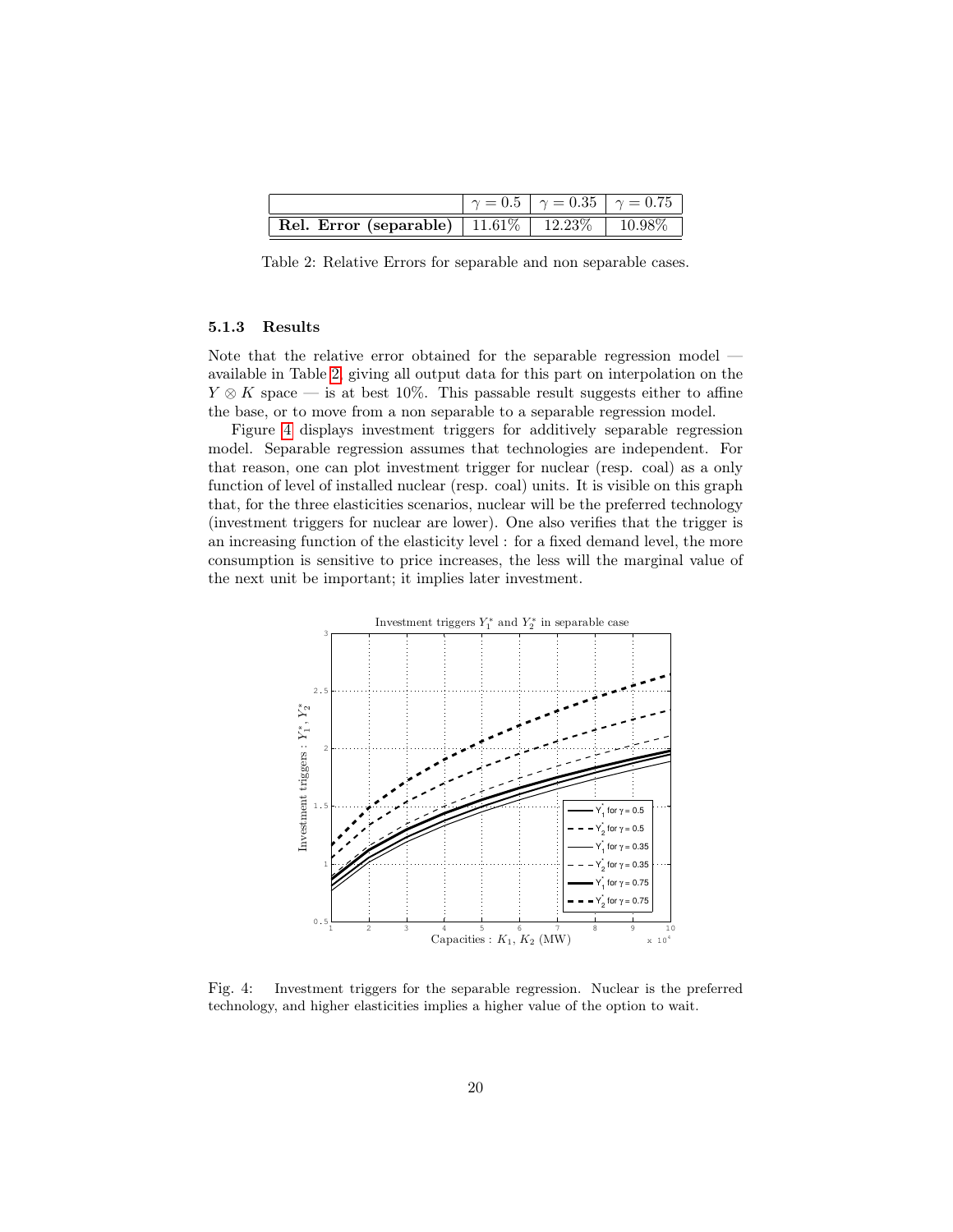| | $\gamma = 0.5$ | $\gamma = 0.35$ | $\gamma = 0.75$ |
|---|---|---|---|
| **Rel. Error (separable)** | 11.61% | 12.23% | 10.98% |

Table 2: Relative Errors for separable and non separable cases.

#### 5.1.3 Results

Note that the relative error obtained for the separable regression model — available in Table 2, giving all output data for this part on interpolation on the $Y \otimes K$ space — is at best 10%. This passable result suggests either to affine the base, or to move from a non separable to a separable regression model.

Figure 4 displays investment triggers for additively separable regression model. Separable regression assumes that technologies are independent. For that reason, one can plot investment trigger for nuclear (resp. coal) as a only function of level of installed nuclear (resp. coal) units. It is visible on this graph that, for the three elasticities scenarios, nuclear will be the preferred technology (investment triggers for nuclear are lower). One also verifies that the trigger is an increasing function of the elasticity level : for a fixed demand level, the more consumption is sensitive to price increases, the less will the marginal value of the next unit be important; it implies later investment.

Fig. 4: Investment triggers for the separable regression. Nuclear is the preferred technology, and higher elasticities implies a higher value of the option to wait.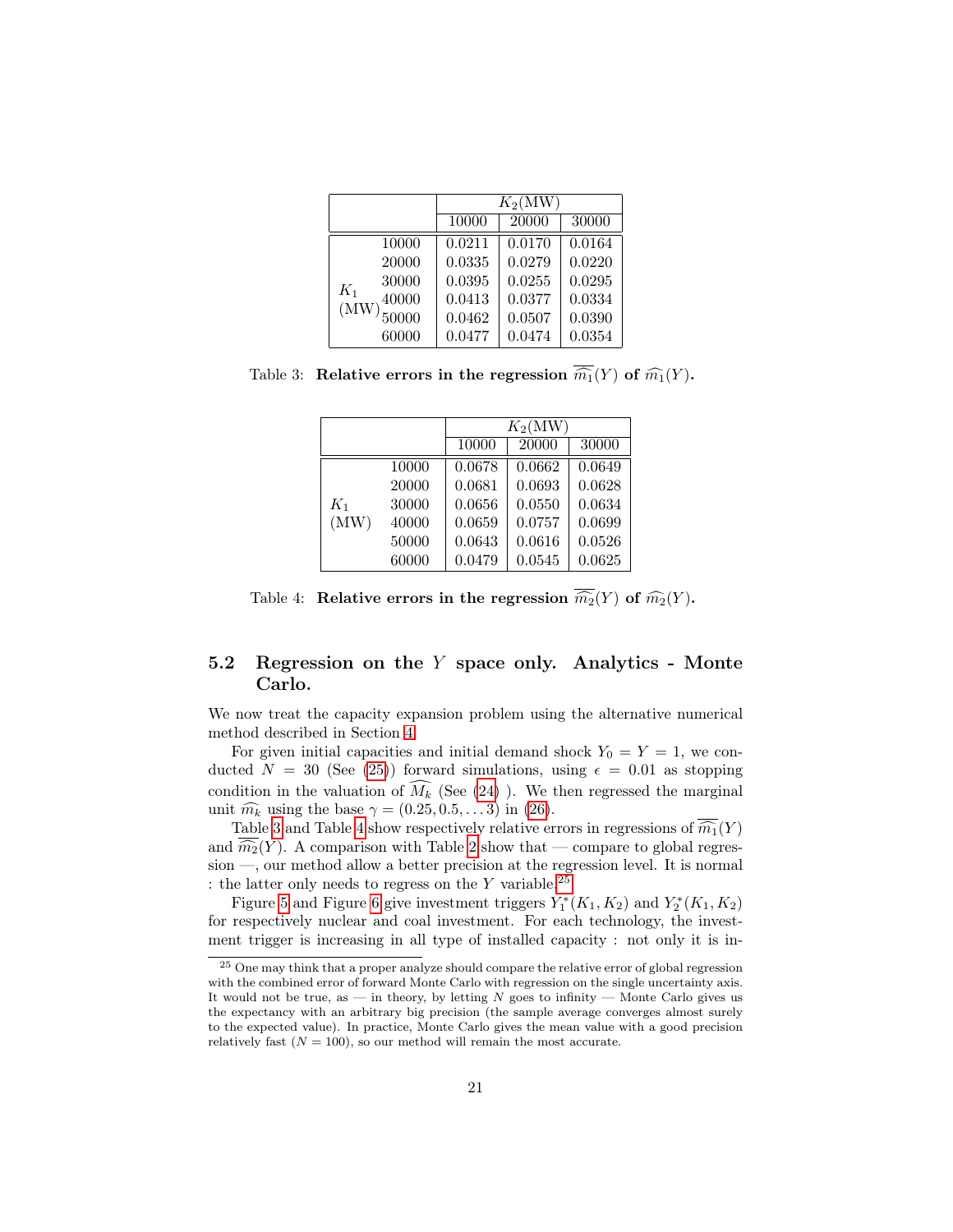| | | $K_2$(MW) | | |
|---|---|---|---|---|
| | | 10000 | 20000 | 30000 |
| $K_1$ (MW) | 10000 | 0.0211 | 0.0170 | 0.0164 |
| | 20000 | 0.0335 | 0.0279 | 0.0220 |
| | 30000 | 0.0395 | 0.0255 | 0.0295 |
| | 40000 | 0.0413 | 0.0377 | 0.0334 |
| | 50000 | 0.0462 | 0.0507 | 0.0390 |
| | 60000 | 0.0477 | 0.0474 | 0.0354 |

Table 3: **Relative errors in the regression $\widehat{\widehat{m_1}}(Y)$ of $\widehat{m_1}(Y)$.**

| | | $K_2$(MW) | | |
|---|---|---|---|---|
| | | 10000 | 20000 | 30000 |
| $K_1$ (MW) | 10000 | 0.0678 | 0.0662 | 0.0649 |
| | 20000 | 0.0681 | 0.0693 | 0.0628 |
| | 30000 | 0.0656 | 0.0550 | 0.0634 |
| | 40000 | 0.0659 | 0.0757 | 0.0699 |
| | 50000 | 0.0643 | 0.0616 | 0.0526 |
| | 60000 | 0.0479 | 0.0545 | 0.0625 |

Table 4: **Relative errors in the regression $\widehat{\widehat{m_2}}(Y)$ of $\widehat{m_2}(Y)$.**

## 5.2 Regression on the $Y$ space only. Analytics - Monte Carlo.

We now treat the capacity expansion problem using the alternative numerical method described in Section 4.

For given initial capacities and initial demand shock $Y_0 = Y = 1$, we conducted $N = 30$ (See (25)) forward simulations, using $\epsilon = 0.01$ as stopping condition in the valuation of $\widehat{M_k}$ (See (24) ). We then regressed the marginal unit $\widehat{m_k}$ using the base $\gamma = (0.25, 0.5, \ldots 3)$ in (26).

Table 3 and Table 4 show respectively relative errors in regressions of $\widehat{\widehat{m_1}}(Y)$ and $\widehat{\widehat{m_2}}(Y)$. A comparison with Table 2 show that — compare to global regression —, our method allow a better precision at the regression level. It is normal : the latter only needs to regress on the $Y$ variable.[25]

Figure 5 and Figure 6 give investment triggers $Y_1^*(K_1, K_2)$ and $Y_2^*(K_1, K_2)$ for respectively nuclear and coal investment. For each technology, the investment trigger is increasing in all type of installed capacity : not only it is in-

[25] One may think that a proper analyze should compare the relative error of global regression with the combined error of forward Monte Carlo with regression on the single uncertainty axis. It would not be true, as — in theory, by letting $N$ goes to infinity — Monte Carlo gives us the expectancy with an arbitrary big precision (the sample average converges almost surely to the expected value). In practice, Monte Carlo gives the mean value with a good precision relatively fast ($N = 100$), so our method will remain the most accurate.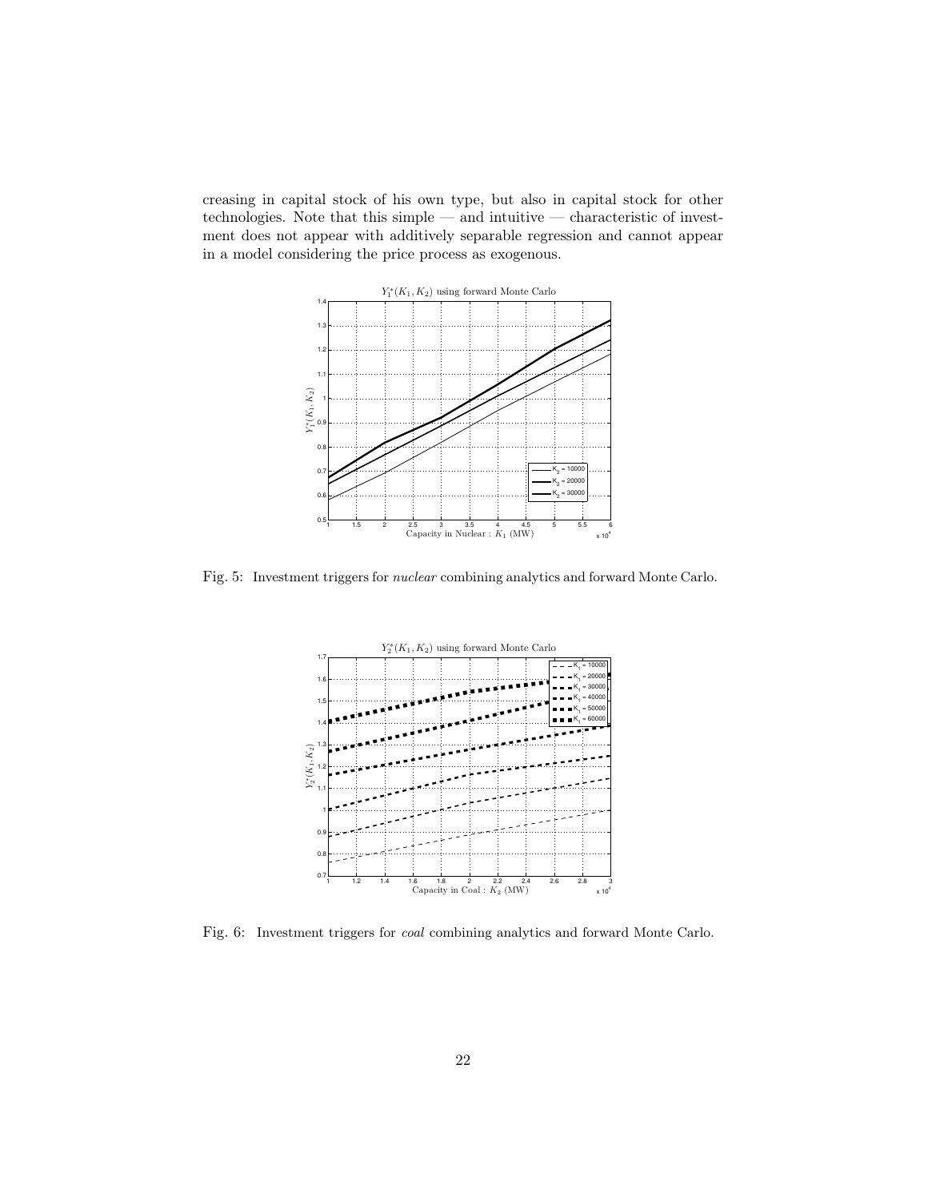creasing in capital stock of his own type, but also in capital stock for other technologies. Note that this simple — and intuitive — characteristic of investment does not appear with additively separable regression and cannot appear in a model considering the price process as exogenous.

Fig. 5: Investment triggers for *nuclear* combining analytics and forward Monte Carlo.

Fig. 6: Investment triggers for *coal* combining analytics and forward Monte Carlo.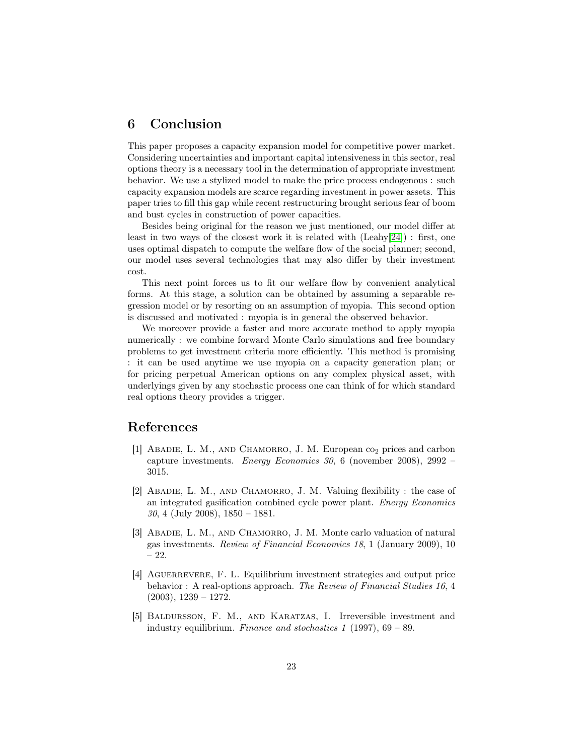## 6 Conclusion

This paper proposes a capacity expansion model for competitive power market. Considering uncertainties and important capital intensiveness in this sector, real options theory is a necessary tool in the determination of appropriate investment behavior. We use a stylized model to make the price process endogenous : such capacity expansion models are scarce regarding investment in power assets. This paper tries to fill this gap while recent restructuring brought serious fear of boom and bust cycles in construction of power capacities.

Besides being original for the reason we just mentioned, our model differ at least in two ways of the closest work it is related with (Leahy[24]) : first, one uses optimal dispatch to compute the welfare flow of the social planner; second, our model uses several technologies that may also differ by their investment cost.

This next point forces us to fit our welfare flow by convenient analytical forms. At this stage, a solution can be obtained by assuming a separable regression model or by resorting on an assumption of myopia. This second option is discussed and motivated : myopia is in general the observed behavior.

We moreover provide a faster and more accurate method to apply myopia numerically : we combine forward Monte Carlo simulations and free boundary problems to get investment criteria more efficiently. This method is promising : it can be used anytime we use myopia on a capacity generation plan; or for pricing perpetual American options on any complex physical asset, with underlyings given by any stochastic process one can think of for which standard real options theory provides a trigger.

## References

[1] Abadie, L. M., and Chamorro, J. M. European $co_2$ prices and carbon capture investments. *Energy Economics 30*, 6 (november 2008), 2992 – 3015.

[2] Abadie, L. M., and Chamorro, J. M. Valuing flexibility : the case of an integrated gasification combined cycle power plant. *Energy Economics 30*, 4 (July 2008), 1850 – 1881.

[3] Abadie, L. M., and Chamorro, J. M. Monte carlo valuation of natural gas investments. *Review of Financial Economics 18*, 1 (January 2009), 10 – 22.

[4] Aguerrevere, F. L. Equilibrium investment strategies and output price behavior : A real-options approach. *The Review of Financial Studies 16*, 4 (2003), 1239 – 1272.

[5] Baldursson, F. M., and Karatzas, I. Irreversible investment and industry equilibrium. *Finance and stochastics 1* (1997), 69 – 89.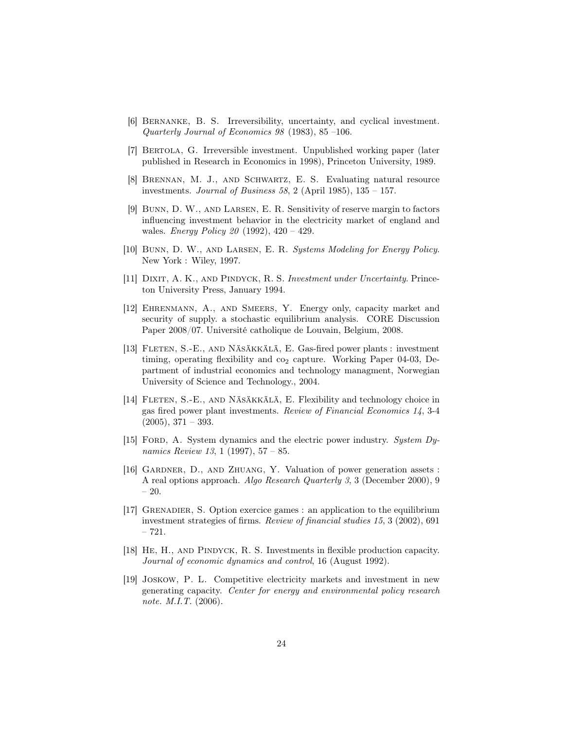[6] Bernanke, B. S. Irreversibility, uncertainty, and cyclical investment. *Quarterly Journal of Economics 98* (1983), 85 –106.

[7] Bertola, G. Irreversible investment. Unpublished working paper (later published in Research in Economics in 1998), Princeton University, 1989.

[8] Brennan, M. J., and Schwartz, E. S. Evaluating natural resource investments. *Journal of Business 58*, 2 (April 1985), 135 – 157.

[9] Bunn, D. W., and Larsen, E. R. Sensitivity of reserve margin to factors influencing investment behavior in the electricity market of england and wales. *Energy Policy 20* (1992), 420 – 429.

[10] Bunn, D. W., and Larsen, E. R. *Systems Modeling for Energy Policy*. New York : Wiley, 1997.

[11] Dixit, A. K., and Pindyck, R. S. *Investment under Uncertainty*. Princeton University Press, January 1994.

[12] Ehrenmann, A., and Smeers, Y. Energy only, capacity market and security of supply. a stochastic equilibrium analysis. CORE Discussion Paper 2008/07. Université catholique de Louvain, Belgium, 2008.

[13] Fleten, S.-E., and Näsäkkälä, E. Gas-fired power plants : investment timing, operating flexibility and $co_2$ capture. Working Paper 04-03, Department of industrial economics and technology managment, Norwegian University of Science and Technology., 2004.

[14] Fleten, S.-E., and Näsäkkälä, E. Flexibility and technology choice in gas fired power plant investments. *Review of Financial Economics 14*, 3-4 (2005), 371 – 393.

[15] Ford, A. System dynamics and the electric power industry. *System Dynamics Review 13*, 1 (1997), 57 – 85.

[16] Gardner, D., and Zhuang, Y. Valuation of power generation assets : A real options approach. *Algo Research Quarterly 3*, 3 (December 2000), 9 – 20.

[17] Grenadier, S. Option exercice games : an application to the equilibrium investment strategies of firms. *Review of financial studies 15*, 3 (2002), 691 – 721.

[18] He, H., and Pindyck, R. S. Investments in flexible production capacity. *Journal of economic dynamics and control*, 16 (August 1992).

[19] Joskow, P. L. Competitive electricity markets and investment in new generating capacity. *Center for energy and environmental policy research note. M.I.T.* (2006).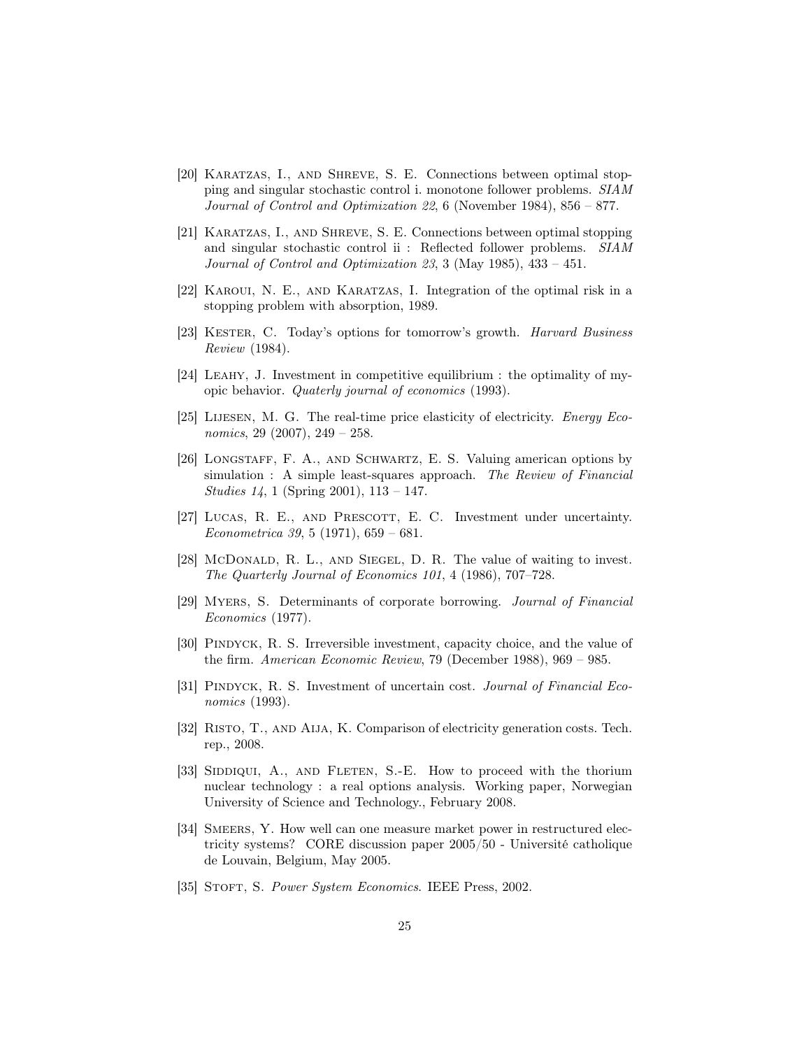[20] Karatzas, I., and Shreve, S. E. Connections between optimal stopping and singular stochastic control i. monotone follower problems. *SIAM Journal of Control and Optimization 22*, 6 (November 1984), 856 – 877.

[21] Karatzas, I., and Shreve, S. E. Connections between optimal stopping and singular stochastic control ii : Reflected follower problems. *SIAM Journal of Control and Optimization 23*, 3 (May 1985), 433 – 451.

[22] Karoui, N. E., and Karatzas, I. Integration of the optimal risk in a stopping problem with absorption, 1989.

[23] Kester, C. Today's options for tomorrow's growth. *Harvard Business Review* (1984).

[24] Leahy, J. Investment in competitive equilibrium : the optimality of myopic behavior. *Quaterly journal of economics* (1993).

[25] Lijesen, M. G. The real-time price elasticity of electricity. *Energy Economics*, 29 (2007), 249 – 258.

[26] Longstaff, F. A., and Schwartz, E. S. Valuing american options by simulation : A simple least-squares approach. *The Review of Financial Studies 14*, 1 (Spring 2001), 113 – 147.

[27] Lucas, R. E., and Prescott, E. C. Investment under uncertainty. *Econometrica 39*, 5 (1971), 659 – 681.

[28] McDonald, R. L., and Siegel, D. R. The value of waiting to invest. *The Quarterly Journal of Economics 101*, 4 (1986), 707–728.

[29] Myers, S. Determinants of corporate borrowing. *Journal of Financial Economics* (1977).

[30] Pindyck, R. S. Irreversible investment, capacity choice, and the value of the firm. *American Economic Review*, 79 (December 1988), 969 – 985.

[31] Pindyck, R. S. Investment of uncertain cost. *Journal of Financial Economics* (1993).

[32] Risto, T., and Aija, K. Comparison of electricity generation costs. Tech. rep., 2008.

[33] Siddiqui, A., and Fleten, S.-E. How to proceed with the thorium nuclear technology : a real options analysis. Working paper, Norwegian University of Science and Technology., February 2008.

[34] Smeers, Y. How well can one measure market power in restructured electricity systems? CORE discussion paper 2005/50 - Université catholique de Louvain, Belgium, May 2005.

[35] Stoft, S. *Power System Economics*. IEEE Press, 2002.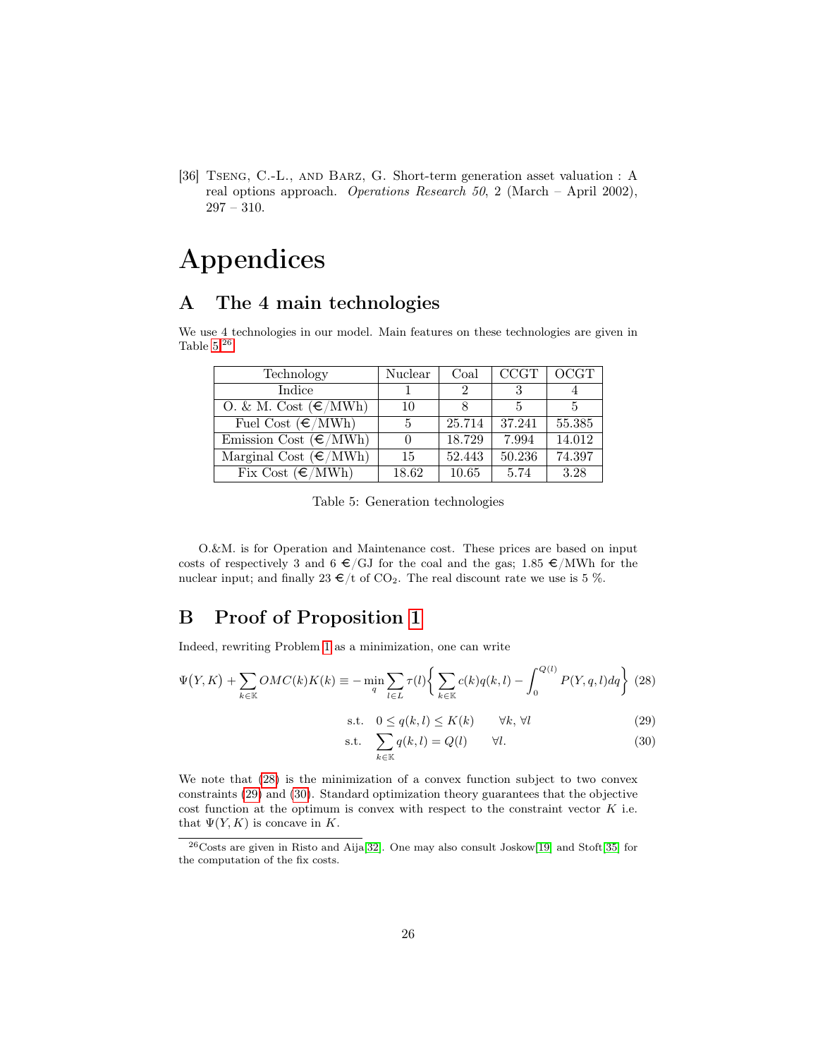[36] Tseng, C.-L., and Barz, G. Short-term generation asset valuation : A real options approach. *Operations Research 50*, 2 (March – April 2002), 297 – 310.

# Appendices

## A The 4 main technologies

We use 4 technologies in our model. Main features on these technologies are given in Table 5.[26]

| Technology | Nuclear | Coal | CCGT | OCGT |
|---|---|---|---|---|
| Indice | 1 | 2 | 3 | 4 |
| O. & M. Cost (€/MWh) | 10 | 8 | 5 | 5 |
| Fuel Cost (€/MWh) | 5 | 25.714 | 37.241 | 55.385 |
| Emission Cost (€/MWh) | 0 | 18.729 | 7.994 | 14.012 |
| Marginal Cost (€/MWh) | 15 | 52.443 | 50.236 | 74.397 |
| Fix Cost (€/MWh) | 18.62 | 10.65 | 5.74 | 3.28 |

Table 5: Generation technologies

O.&M. is for Operation and Maintenance cost. These prices are based on input costs of respectively 3 and 6 €/GJ for the coal and the gas; 1.85 €/MWh for the nuclear input; and finally 23 €/t of $CO_2$. The real discount rate we use is 5 %.

## B Proof of Proposition 1

Indeed, rewriting Problem 1 as a minimization, one can write

$$\Psi(Y,K) + \sum_{k\in\mathbb{K}} OMC(k)K(k) \equiv -\min_{q} \sum_{l\in L} \tau(l) \Big\{ \sum_{k\in\mathbb{K}} c(k)q(k,l) - \int_0^{Q(l)} P(Y,q,l)dq \Big\} \quad (28)$$

$$\text{s.t.} \quad 0 \le q(k,l) \le K(k) \qquad \forall k, \forall l \quad (29)$$

$$\text{s.t.} \quad \sum_{k\in\mathbb{K}} q(k,l) = Q(l) \qquad \forall l. \quad (30)$$

We note that (28) is the minimization of a convex function subject to two convex constraints (29) and (30). Standard optimization theory guarantees that the objective cost function at the optimum is convex with respect to the constraint vector $K$ i.e. that $\Psi(Y,K)$ is concave in $K$.

[26] Costs are given in Risto and Aija[32]. One may also consult Joskow[19] and Stoft[35] for the computation of the fix costs.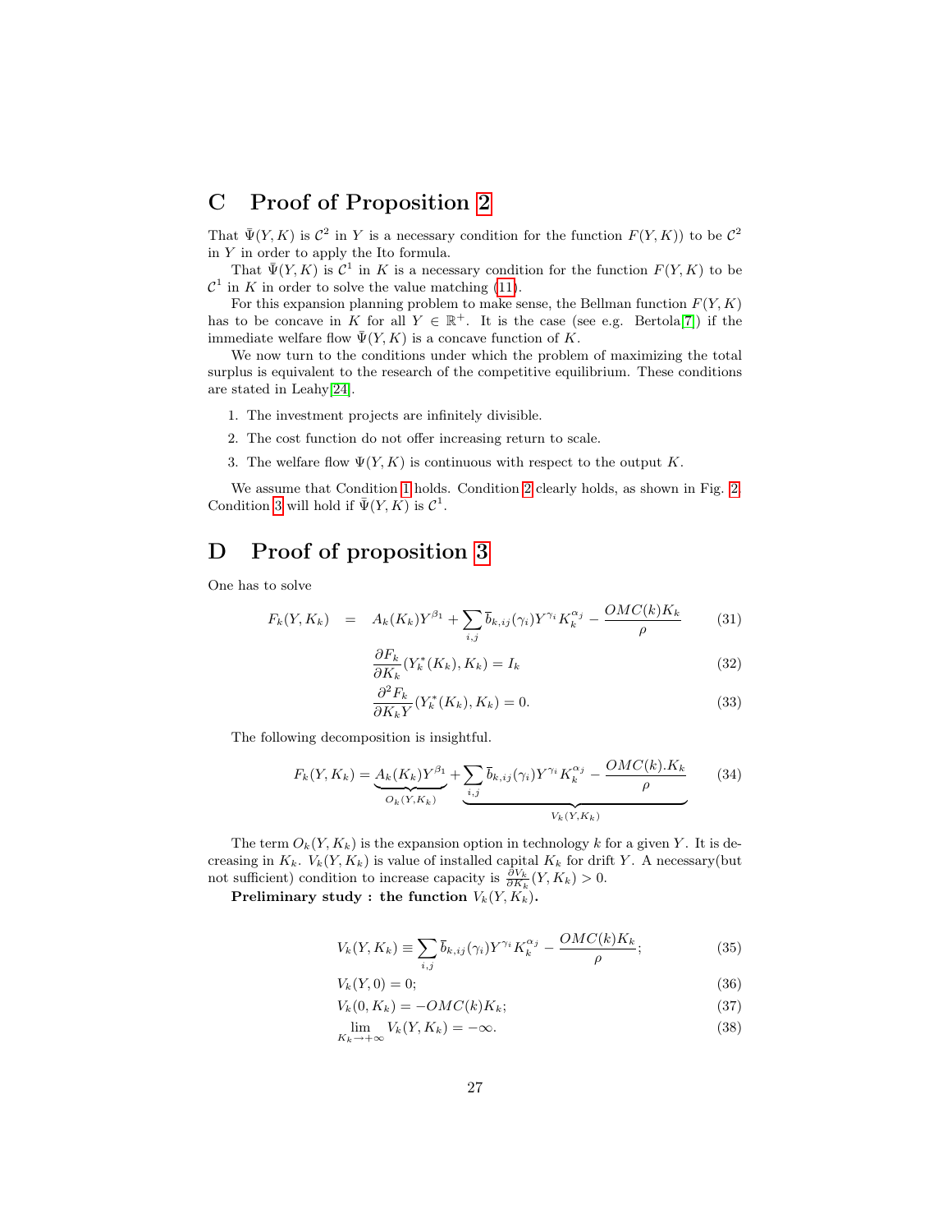# C Proof of Proposition 2

That $\bar{\Psi}(Y, K)$ is $\mathcal{C}^2$ in $Y$ is a necessary condition for the function $F(Y, K)$) to be $\mathcal{C}^2$ in $Y$ in order to apply the Ito formula.

That $\bar{\Psi}(Y, K)$ is $\mathcal{C}^1$ in $K$ is a necessary condition for the function $F(Y, K)$ to be $\mathcal{C}^1$ in $K$ in order to solve the value matching (11).

For this expansion planning problem to make sense, the Bellman function $F(Y, K)$ has to be concave in $K$ for all $Y \in \mathbb{R}^+$. It is the case (see e.g. Bertola[7]) if the immediate welfare flow $\bar{\Psi}(Y, K)$ is a concave function of $K$.

We now turn to the conditions under which the problem of maximizing the total surplus is equivalent to the research of the competitive equilibrium. These conditions are stated in Leahy[24].

1. The investment projects are infinitely divisible.
2. The cost function do not offer increasing return to scale.
3. The welfare flow $\Psi(Y, K)$ is continuous with respect to the output $K$.

We assume that Condition 1 holds. Condition 2 clearly holds, as shown in Fig. 2. Condition 3 will hold if $\bar{\Psi}(Y, K)$ is $\mathcal{C}^1$.

# D Proof of proposition 3

One has to solve

$$F_k(Y, K_k) = A_k(K_k)Y^{\beta_1} + \sum_{i,j} \bar{b}_{k,ij}(\gamma_i)Y^{\gamma_i}K_k^{\alpha_j} - \frac{OMC(k)K_k}{\rho} \tag{31}$$

$$\frac{\partial F_k}{\partial K_k}(Y_k^*(K_k), K_k) = I_k \tag{32}$$

$$\frac{\partial^2 F_k}{\partial K_k Y}(Y_k^*(K_k), K_k) = 0. \tag{33}$$

The following decomposition is insightful.

$$F_k(Y, K_k) = \underbrace{A_k(K_k)Y^{\beta_1}}_{O_k(Y,K_k)} + \underbrace{\sum_{i,j} \bar{b}_{k,ij}(\gamma_i)Y^{\gamma_i}K_k^{\alpha_j} - \frac{OMC(k).K_k}{\rho}}_{V_k(Y,K_k)} \tag{34}$$

The term $O_k(Y, K_k)$ is the expansion option in technology $k$ for a given $Y$. It is decreasing in $K_k$. $V_k(Y, K_k)$ is value of installed capital $K_k$ for drift $Y$. A necessary(but not sufficient) condition to increase capacity is $\frac{\partial V_k}{\partial K_k}(Y, K_k) > 0$.

**Preliminary study : the function $V_k(Y, K_k)$.**

$$V_k(Y, K_k) \equiv \sum_{i,j} \bar{b}_{k,ij}(\gamma_i)Y^{\gamma_i}K_k^{\alpha_j} - \frac{OMC(k)K_k}{\rho}; \tag{35}$$

$$V_k(Y, 0) = 0; \tag{36}$$

$$V_k(0, K_k) = -OMC(k)K_k; \tag{37}$$

$$\lim_{K_k \to +\infty} V_k(Y, K_k) = -\infty. \tag{38}$$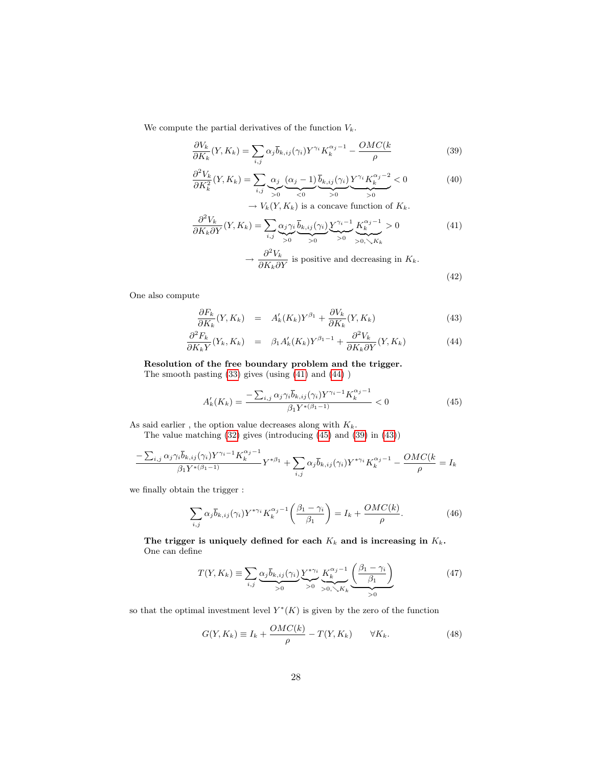We compute the partial derivatives of the function $V_k$.

$$\frac{\partial V_k}{\partial K_k}(Y, K_k) = \sum_{i,j} \alpha_j \overline{b}_{k,ij}(\gamma_i) Y^{\gamma_i} K_k^{\alpha_j - 1} - \frac{OMC(k}{\rho} \tag{39}$$

$$\frac{\partial^2 V_k}{\partial K_k^2}(Y, K_k) = \sum_{i,j} \underbrace{\alpha_j}_{>0} \underbrace{(\alpha_j - 1)}_{<0} \underbrace{\overline{b}_{k,ij}(\gamma_i)}_{>0} \underbrace{Y^{\gamma_i} K_k^{\alpha_j - 2}}_{>0} < 0 \tag{40}$$

$$\rightarrow V_k(Y, K_k) \text{ is a concave function of } K_k.$$

$$\frac{\partial^2 V_k}{\partial K_k \partial Y}(Y, K_k) = \sum_{i,j} \underbrace{\alpha_j \gamma_i}_{>0} \underbrace{\overline{b}_{k,ij}(\gamma_i)}_{>0} \underbrace{Y^{\gamma_i - 1}}_{>0} \underbrace{K_k^{\alpha_j - 1}}_{>0, \searrow K_k} > 0 \tag{41}$$

$$\rightarrow \frac{\partial^2 V_k}{\partial K_k \partial Y} \text{ is positive and decreasing in } K_k. \tag{42}$$

One also compute

$$\frac{\partial F_k}{\partial K_k}(Y, K_k) = A_k'(K_k) Y^{\beta_1} + \frac{\partial V_k}{\partial K_k}(Y, K_k) \tag{43}$$

$$\frac{\partial^2 F_k}{\partial K_k Y}(Y_k, K_k) = \beta_1 A_k'(K_k) Y^{\beta_1 - 1} + \frac{\partial^2 V_k}{\partial K_k \partial Y}(Y, K_k) \tag{44}$$

**Resolution of the free boundary problem and the trigger.**
The smooth pasting (33) gives (using (41) and (44) )

$$A_k'(K_k) = \frac{-\sum_{i,j} \alpha_j \gamma_i \overline{b}_{k,ij}(\gamma_i) Y^{\gamma_i - 1} K_k^{\alpha_j - 1}}{\beta_1 Y^{*(\beta_1 - 1)}} < 0 \tag{45}$$

As said earlier , the option value decreases along with $K_k$.
The value matching (32) gives (introducing (45) and (39) in (43))

$$\frac{-\sum_{i,j} \alpha_j \gamma_i \overline{b}_{k,ij}(\gamma_i) Y^{\gamma_i - 1} K_k^{\alpha_j - 1}}{\beta_1 Y^{*(\beta_1 - 1)}} Y^{*\beta_1} + \sum_{i,j} \alpha_j \overline{b}_{k,ij}(\gamma_i) Y^{*\gamma_i} K_k^{\alpha_j - 1} - \frac{OMC(k}{\rho} = I_k$$

we finally obtain the trigger :

$$\sum_{i,j} \alpha_j \overline{b}_{k,ij}(\gamma_i) Y^{*\gamma_i} K_k^{\alpha_j - 1} \left( \frac{\beta_1 - \gamma_i}{\beta_1} \right) = I_k + \frac{OMC(k)}{\rho}. \tag{46}$$

**The trigger is uniquely defined for each $K_k$ and is increasing in $K_k$.**
One can define

$$T(Y, K_k) \equiv \sum_{i,j} \underbrace{\alpha_j \overline{b}_{k,ij}(\gamma_i)}_{>0} \underbrace{Y^{*\gamma_i}}_{>0} \underbrace{K_k^{\alpha_j - 1}}_{>0, \searrow K_k} \underbrace{\left( \frac{\beta_1 - \gamma_i}{\beta_1} \right)}_{>0} \tag{47}$$

so that the optimal investment level $Y^*(K)$ is given by the zero of the function

$$G(Y, K_k) \equiv I_k + \frac{OMC(k)}{\rho} - T(Y, K_k) \qquad \forall K_k. \tag{48}$$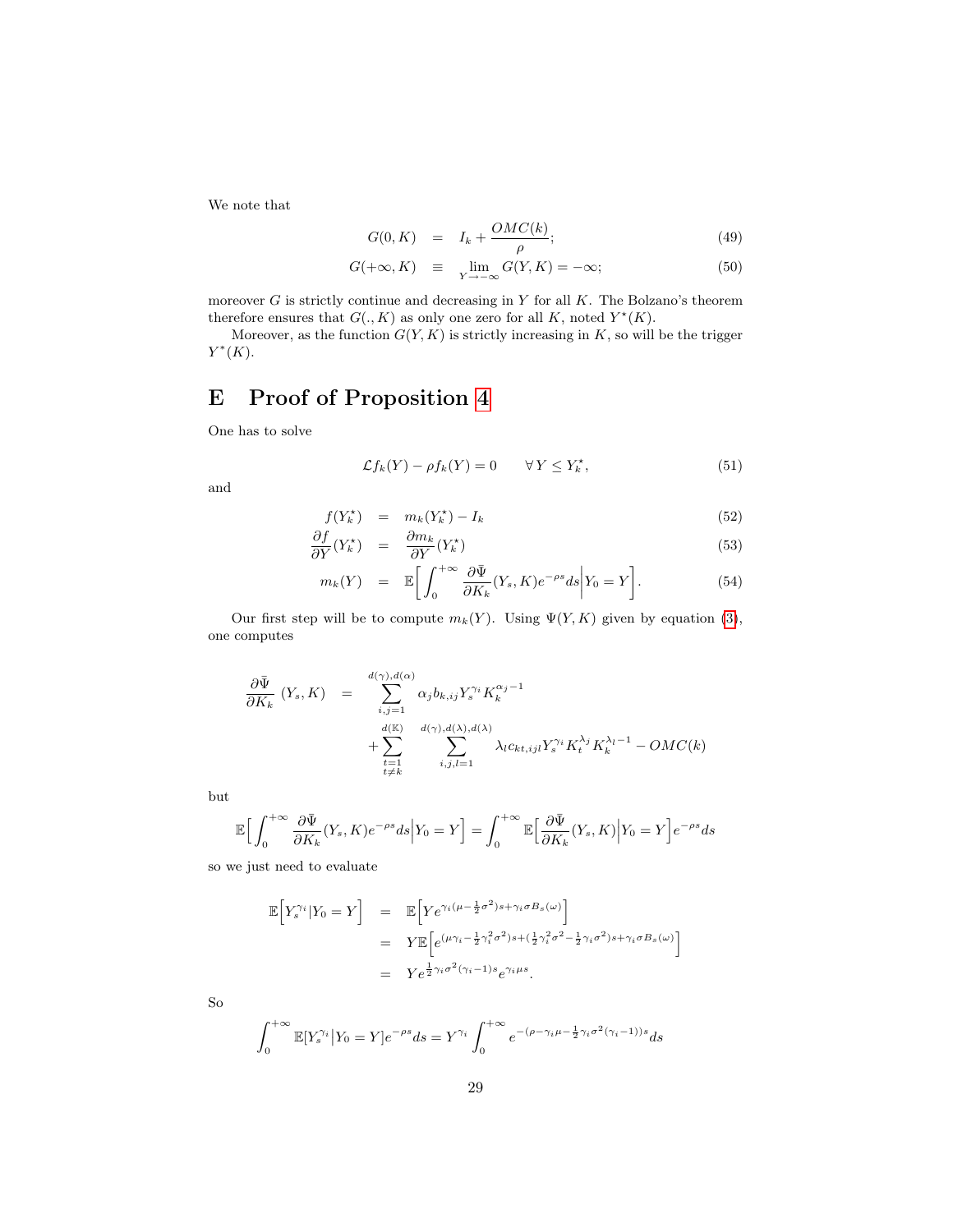We note that

$$
\begin{aligned}
G(0, K) &= I_k + \frac{OMC(k)}{\rho}; && (49)\\
G(+\infty, K) &\equiv \lim_{Y \to -\infty} G(Y, K) = -\infty; && (50)
\end{aligned}
$$

moreover $G$ is strictly continue and decreasing in $Y$ for all $K$. The Bolzano's theorem therefore ensures that $G(., K)$ as only one zero for all $K$, noted $Y^\star(K)$.

Moreover, as the function $G(Y, K)$ is strictly increasing in $K$, so will be the trigger $Y^*(K)$.

# E Proof of Proposition 4

One has to solve

$$
\mathcal{L} f_k(Y) - \rho f_k(Y) = 0 \qquad \forall\, Y \leq Y_k^\star, \tag{51}
$$

and

$$
\begin{aligned}
f(Y_k^\star) &= m_k(Y_k^\star) - I_k && (52)\\
\frac{\partial f}{\partial Y}(Y_k^\star) &= \frac{\partial m_k}{\partial Y}(Y_k^\star) && (53)\\
m_k(Y) &= \mathbb{E}\Big[\int_0^{+\infty} \frac{\partial \bar{\Psi}}{\partial K_k}(Y_s, K) e^{-\rho s} ds \Big| Y_0 = Y\Big]. && (54)
\end{aligned}
$$

Our first step will be to compute $m_k(Y)$. Using $\Psi(Y, K)$ given by equation (3), one computes

$$
\begin{aligned}
\frac{\partial \bar{\Psi}}{\partial K_k}\,(Y_s, K) \quad = \quad & \sum_{i,j=1}^{d(\gamma),d(\alpha)} \alpha_j b_{k,ij} Y_s^{\gamma_i} K_k^{\alpha_j - 1} \\
& + \sum_{\substack{t=1 \\ t \neq k}}^{d(\mathbb{K})} \sum_{i,j,l=1}^{d(\gamma),d(\lambda),d(\lambda)} \lambda_l c_{kt,ijl} Y_s^{\gamma_i} K_t^{\lambda_j} K_k^{\lambda_l - 1} - OMC(k)
\end{aligned}
$$

but

$$
\mathbb{E}\Big[\int_0^{+\infty} \frac{\partial \bar{\Psi}}{\partial K_k}(Y_s, K) e^{-\rho s} ds \Big| Y_0 = Y\Big] = \int_0^{+\infty} \mathbb{E}\Big[\frac{\partial \bar{\Psi}}{\partial K_k}(Y_s, K)\Big| Y_0 = Y\Big] e^{-\rho s} ds
$$

so we just need to evaluate

$$
\begin{aligned}
\mathbb{E}\Big[Y_s^{\gamma_i} | Y_0 = Y\Big] &= \mathbb{E}\Big[Y e^{\gamma_i(\mu - \frac{1}{2}\sigma^2)s + \gamma_i \sigma B_s(\omega)}\Big] \\
&= Y \mathbb{E}\Big[e^{(\mu\gamma_i - \frac{1}{2}\gamma_i^2\sigma^2)s + (\frac{1}{2}\gamma_i^2\sigma^2 - \frac{1}{2}\gamma_i\sigma^2)s + \gamma_i\sigma B_s(\omega)}\Big] \\
&= Y e^{\frac{1}{2}\gamma_i\sigma^2(\gamma_i - 1)s} e^{\gamma_i \mu s}.
\end{aligned}
$$

So

$$
\int_0^{+\infty} \mathbb{E}[Y_s^{\gamma_i} \big| Y_0 = Y] e^{-\rho s} ds = Y^{\gamma_i} \int_0^{+\infty} e^{-(\rho - \gamma_i\mu - \frac{1}{2}\gamma_i\sigma^2(\gamma_i - 1))s} ds
$$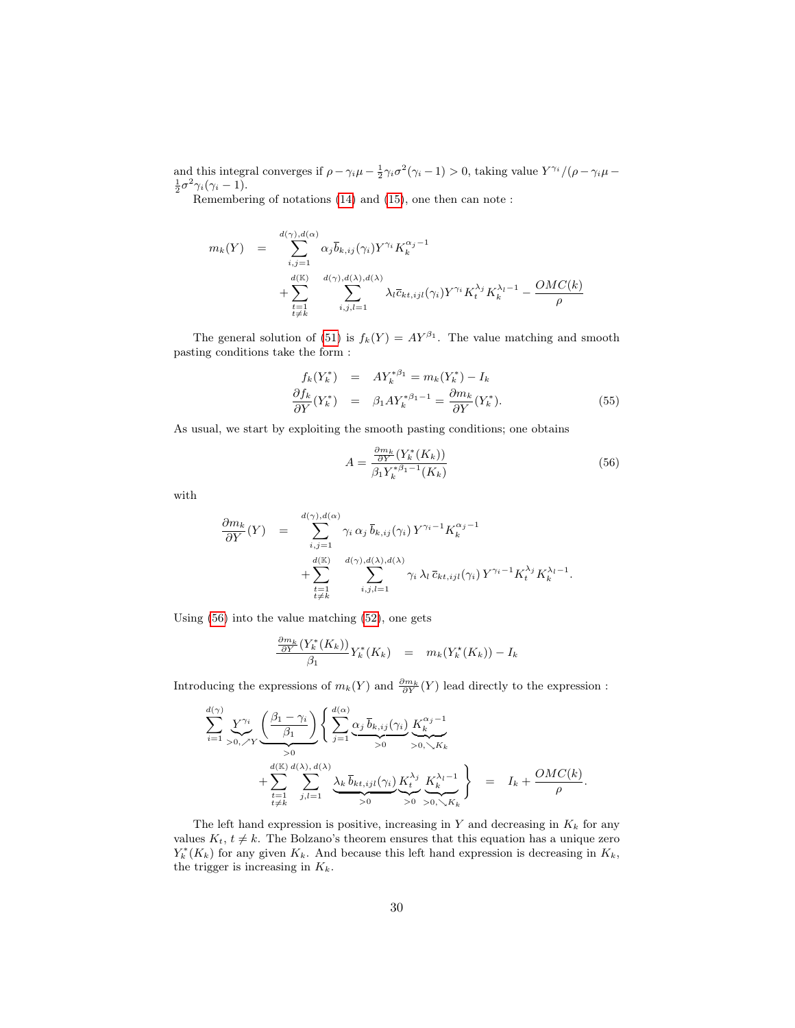and this integral converges if $\rho - \gamma_i \mu - \frac{1}{2}\gamma_i \sigma^2(\gamma_i - 1) > 0$, taking value $Y^{\gamma_i}/(\rho - \gamma_i \mu - \frac{1}{2}\sigma^2 \gamma_i(\gamma_i - 1))$.

Remembering of notations (14) and (15), one then can note :

$$
\begin{aligned}
m_k(Y) \quad = \quad & \sum_{i,j=1}^{d(\gamma),d(\alpha)} \alpha_j \overline{b}_{k,ij}(\gamma_i) Y^{\gamma_i} K_k^{\alpha_j - 1} \\
& + \sum_{\substack{t=1 \\ t \neq k}}^{d(\mathbb{K})} \sum_{i,j,l=1}^{d(\gamma),d(\lambda),d(\lambda)} \lambda_l \overline{c}_{kt,ijl}(\gamma_i) Y^{\gamma_i} K_t^{\lambda_j} K_k^{\lambda_l - 1} - \frac{OMC(k)}{\rho}
\end{aligned}
$$

The general solution of (51) is $f_k(Y) = AY^{\beta_1}$. The value matching and smooth pasting conditions take the form :

$$
\begin{aligned}
f_k(Y_k^*) \quad &= \quad AY_k^{*\beta_1} = m_k(Y_k^*) - I_k \\
\frac{\partial f_k}{\partial Y}(Y_k^*) \quad &= \quad \beta_1 A Y_k^{*\beta_1 - 1} = \frac{\partial m_k}{\partial Y}(Y_k^*).
\end{aligned} \tag{55}
$$

As usual, we start by exploiting the smooth pasting conditions; one obtains

$$
A = \frac{\frac{\partial m_k}{\partial Y}(Y_k^*(K_k))}{\beta_1 Y_k^{*\beta_1 - 1}(K_k)} \tag{56}
$$

with

$$
\begin{aligned}
\frac{\partial m_k}{\partial Y}(Y) \quad = \quad & \sum_{i,j=1}^{d(\gamma),d(\alpha)} \gamma_i \, \alpha_j \, \overline{b}_{k,ij}(\gamma_i) \, Y^{\gamma_i - 1} K_k^{\alpha_j - 1} \\
& + \sum_{\substack{t=1 \\ t \neq k}}^{d(\mathbb{K})} \sum_{i,j,l=1}^{d(\gamma),d(\lambda),d(\lambda)} \gamma_i \, \lambda_l \, \overline{c}_{kt,ijl}(\gamma_i) \, Y^{\gamma_i - 1} K_t^{\lambda_j} K_k^{\lambda_l - 1}.
\end{aligned}
$$

Using (56) into the value matching (52), one gets

$$
\frac{\frac{\partial m_k}{\partial Y}(Y_k^*(K_k))}{\beta_1} Y_k^*(K_k) \quad = \quad m_k(Y_k^\star(K_k)) - I_k
$$

Introducing the expressions of $m_k(Y)$ and $\frac{\partial m_k}{\partial Y}(Y)$ lead directly to the expression :

$$
\begin{aligned}
& \sum_{i=1}^{d(\gamma)} \underbrace{Y^{\gamma_i}}_{>0, \nearrow Y} \underbrace{\left(\frac{\beta_1 - \gamma_i}{\beta_1}\right)}_{>0} \left\{ \sum_{j=1}^{d(\alpha)} \underbrace{\alpha_j \, \overline{b}_{k,ij}(\gamma_i)}_{>0} \underbrace{K_k^{\alpha_j - 1}}_{>0, \searrow K_k} \right. \\
& \left. + \sum_{\substack{t=1 \\ t \neq k}}^{d(\mathbb{K})} \sum_{j,l=1}^{d(\lambda),\, d(\lambda)} \underbrace{\lambda_k \, \overline{b}_{kt,ijl}(\gamma_i)}_{>0} \underbrace{K_t^{\lambda_j}}_{>0} \underbrace{K_k^{\lambda_l - 1}}_{>0, \searrow K_k} \right\} \quad = \quad I_k + \frac{OMC(k)}{\rho}.
\end{aligned}
$$

The left hand expression is positive, increasing in $Y$ and decreasing in $K_k$ for any values $K_t$, $t \neq k$. The Bolzano's theorem ensures that this equation has a unique zero $Y_k^*(K_k)$ for any given $K_k$. And because this left hand expression is decreasing in $K_k$, the trigger is increasing in $K_k$.